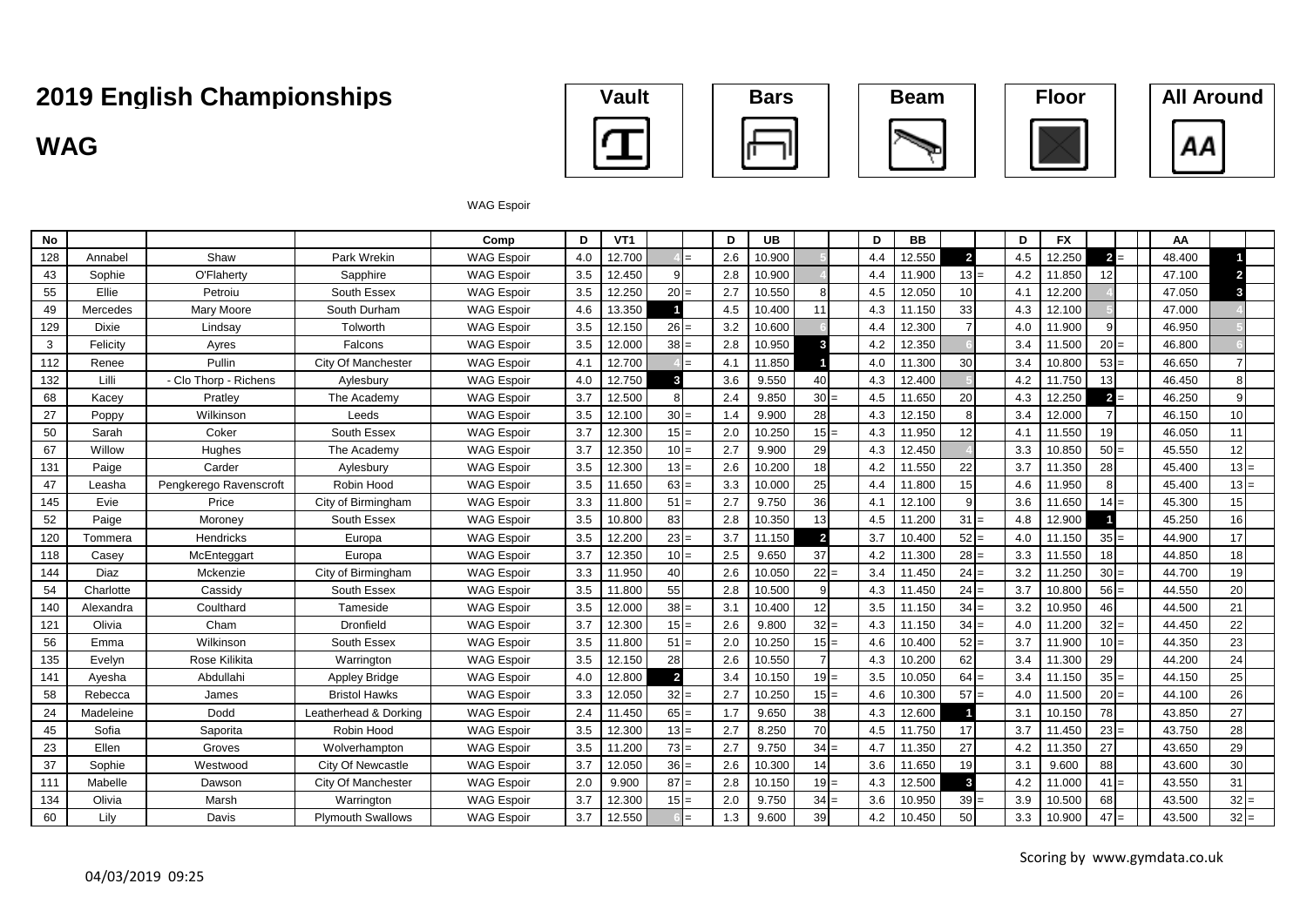# 2019 English Championships

## WAG

Vault | Bars | Beam | Floor | All Around

WAG Espoir

| No | | | | Comp | D | VT1 | | | D | UB | | | D | BB | | | D | FX | | | AA | | |
|---|---|---|---|---|---|---|---|---|---|---|---|---|---|---|---|---|---|---|---|---|---|---|---|
| 128 | Annabel | Shaw | Park Wrekin | WAG Espoir | 4.0 | 12.700 | 4 | = | 2.6 | 10.900 | 5 | | 4.4 | 12.550 | 2 | | 4.5 | 12.250 | 2 | = | 48.400 | 1 | |
| 43 | Sophie | O'Flaherty | Sapphire | WAG Espoir | 3.5 | 12.450 | 9 | | 2.8 | 10.900 | 4 | | 4.4 | 11.900 | 13 | = | 4.2 | 11.850 | 12 | | 47.100 | 2 | |
| 55 | Ellie | Petroiu | South Essex | WAG Espoir | 3.5 | 12.250 | 20 | = | 2.7 | 10.550 | 8 | | 4.5 | 12.050 | 10 | | 4.1 | 12.200 | 4 | | 47.050 | 3 | |
| 49 | Mercedes | Mary Moore | South Durham | WAG Espoir | 4.6 | 13.350 | 1 | | 4.5 | 10.400 | 11 | | 4.3 | 11.150 | 33 | | 4.3 | 12.100 | 5 | | 47.000 | 4 | |
| 129 | Dixie | Lindsay | Tolworth | WAG Espoir | 3.5 | 12.150 | 26 | = | 3.2 | 10.600 | 6 | | 4.4 | 12.300 | 7 | | 4.0 | 11.900 | 9 | | 46.950 | 5 | |
| 3 | Felicity | Ayres | Falcons | WAG Espoir | 3.5 | 12.000 | 38 | = | 2.8 | 10.950 | 3 | | 4.2 | 12.350 | 6 | | 3.4 | 11.500 | 20 | = | 46.800 | 6 | |
| 112 | Renee | Pullin | City Of Manchester | WAG Espoir | 4.1 | 12.700 | 4 | = | 4.1 | 11.850 | 1 | | 4.0 | 11.300 | 30 | | 3.4 | 10.800 | 53 | = | 46.650 | 7 | |
| 132 | Lilli | - Clo Thorp - Richens | Aylesbury | WAG Espoir | 4.0 | 12.750 | 3 | | 3.6 | 9.550 | 40 | | 4.3 | 12.400 | 5 | | 4.2 | 11.750 | 13 | | 46.450 | 8 | |
| 68 | Kacey | Pratley | The Academy | WAG Espoir | 3.7 | 12.500 | 8 | | 2.4 | 9.850 | 30 | = | 4.5 | 11.650 | 20 | | 4.3 | 12.250 | 2 | = | 46.250 | 9 | |
| 27 | Poppy | Wilkinson | Leeds | WAG Espoir | 3.5 | 12.100 | 30 | = | 1.4 | 9.900 | 28 | | 4.3 | 12.150 | 8 | | 3.4 | 12.000 | 7 | | 46.150 | 10 | |
| 50 | Sarah | Coker | South Essex | WAG Espoir | 3.7 | 12.300 | 15 | = | 2.0 | 10.250 | 15 | = | 4.3 | 11.950 | 12 | | 4.1 | 11.550 | 19 | | 46.050 | 11 | |
| 67 | Willow | Hughes | The Academy | WAG Espoir | 3.7 | 12.350 | 10 | = | 2.7 | 9.900 | 29 | | 4.3 | 12.450 | 4 | | 3.3 | 10.850 | 50 | = | 45.550 | 12 | |
| 131 | Paige | Carder | Aylesbury | WAG Espoir | 3.5 | 12.300 | 13 | = | 2.6 | 10.200 | 18 | | 4.2 | 11.550 | 22 | | 3.7 | 11.350 | 28 | | 45.400 | 13 | = |
| 47 | Leasha | Pengkerego Ravenscroft | Robin Hood | WAG Espoir | 3.5 | 11.650 | 63 | = | 3.3 | 10.000 | 25 | | 4.4 | 11.800 | 15 | | 4.6 | 11.950 | 8 | | 45.400 | 13 | = |
| 145 | Evie | Price | City of Birmingham | WAG Espoir | 3.3 | 11.800 | 51 | = | 2.7 | 9.750 | 36 | | 4.1 | 12.100 | 9 | | 3.6 | 11.650 | 14 | = | 45.300 | 15 | |
| 52 | Paige | Moroney | South Essex | WAG Espoir | 3.5 | 10.800 | 83 | | 2.8 | 10.350 | 13 | | 4.5 | 11.200 | 31 | = | 4.8 | 12.900 | 1 | | 45.250 | 16 | |
| 120 | Tommera | Hendricks | Europa | WAG Espoir | 3.5 | 12.200 | 23 | = | 3.7 | 11.150 | 2 | | 3.7 | 10.400 | 52 | = | 4.0 | 11.150 | 35 | = | 44.900 | 17 | |
| 118 | Casey | McEnteggart | Europa | WAG Espoir | 3.7 | 12.350 | 10 | = | 2.5 | 9.650 | 37 | | 4.2 | 11.300 | 28 | = | 3.3 | 11.550 | 18 | | 44.850 | 18 | |
| 144 | Diaz | Mckenzie | City of Birmingham | WAG Espoir | 3.3 | 11.950 | 40 | | 2.6 | 10.050 | 22 | = | 3.4 | 11.450 | 24 | = | 3.2 | 11.250 | 30 | = | 44.700 | 19 | |
| 54 | Charlotte | Cassidy | South Essex | WAG Espoir | 3.5 | 11.800 | 55 | | 2.8 | 10.500 | 9 | | 4.3 | 11.450 | 24 | = | 3.7 | 10.800 | 56 | = | 44.550 | 20 | |
| 140 | Alexandra | Coulthard | Tameside | WAG Espoir | 3.5 | 12.000 | 38 | = | 3.1 | 10.400 | 12 | | 3.5 | 11.150 | 34 | = | 3.2 | 10.950 | 46 | | 44.500 | 21 | |
| 121 | Olivia | Cham | Dronfield | WAG Espoir | 3.7 | 12.300 | 15 | = | 2.6 | 9.800 | 32 | = | 4.3 | 11.150 | 34 | = | 4.0 | 11.200 | 32 | = | 44.450 | 22 | |
| 56 | Emma | Wilkinson | South Essex | WAG Espoir | 3.5 | 11.800 | 51 | = | 2.0 | 10.250 | 15 | = | 4.6 | 10.400 | 52 | = | 3.7 | 11.900 | 10 | = | 44.350 | 23 | |
| 135 | Evelyn | Rose Kilikita | Warrington | WAG Espoir | 3.5 | 12.150 | 28 | | 2.6 | 10.550 | 7 | | 4.3 | 10.200 | 62 | | 3.4 | 11.300 | 29 | | 44.200 | 24 | |
| 141 | Ayesha | Abdullahi | Appley Bridge | WAG Espoir | 4.0 | 12.800 | 2 | | 3.4 | 10.150 | 19 | = | 3.5 | 10.050 | 64 | = | 3.4 | 11.150 | 35 | = | 44.150 | 25 | |
| 58 | Rebecca | James | Bristol Hawks | WAG Espoir | 3.3 | 12.050 | 32 | = | 2.7 | 10.250 | 15 | = | 4.6 | 10.300 | 57 | = | 4.0 | 11.500 | 20 | = | 44.100 | 26 | |
| 24 | Madeleine | Dodd | Leatherhead & Dorking | WAG Espoir | 2.4 | 11.450 | 65 | = | 1.7 | 9.650 | 38 | | 4.3 | 12.600 | 1 | | 3.1 | 10.150 | 78 | | 43.850 | 27 | |
| 45 | Sofia | Saporita | Robin Hood | WAG Espoir | 3.5 | 12.300 | 13 | = | 2.7 | 8.250 | 70 | | 4.5 | 11.750 | 17 | | 3.7 | 11.450 | 23 | = | 43.750 | 28 | |
| 23 | Ellen | Groves | Wolverhampton | WAG Espoir | 3.5 | 11.200 | 73 | = | 2.7 | 9.750 | 34 | = | 4.7 | 11.350 | 27 | | 4.2 | 11.350 | 27 | | 43.650 | 29 | |
| 37 | Sophie | Westwood | City Of Newcastle | WAG Espoir | 3.7 | 12.050 | 36 | = | 2.6 | 10.300 | 14 | | 3.6 | 11.650 | 19 | | 3.1 | 9.600 | 88 | | 43.600 | 30 | |
| 111 | Mabelle | Dawson | City Of Manchester | WAG Espoir | 2.0 | 9.900 | 87 | = | 2.8 | 10.150 | 19 | = | 4.3 | 12.500 | 3 | | 4.2 | 11.000 | 41 | = | 43.550 | 31 | |
| 134 | Olivia | Marsh | Warrington | WAG Espoir | 3.7 | 12.300 | 15 | = | 2.0 | 9.750 | 34 | = | 3.6 | 10.950 | 39 | = | 3.9 | 10.500 | 68 | | 43.500 | 32 | = |
| 60 | Lily | Davis | Plymouth Swallows | WAG Espoir | 3.7 | 12.550 | 6 | = | 1.3 | 9.600 | 39 | | 4.2 | 10.450 | 50 | | 3.3 | 10.900 | 47 | = | 43.500 | 32 | = |

04/03/2019 09:25

Scoring by www.gymdata.co.uk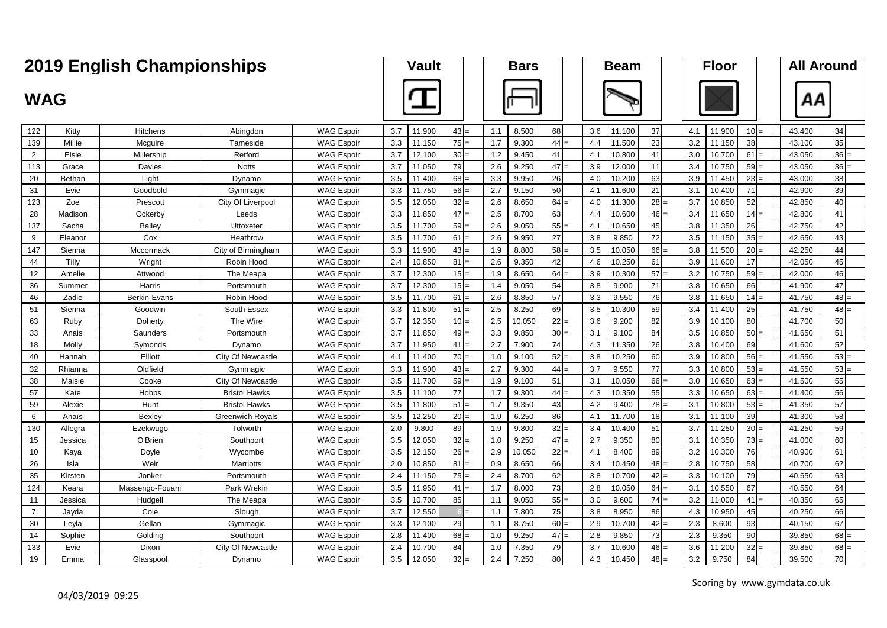# 2019 English Championships

## WAG

| | | | | | Vault | | | | Bars | | | | Beam | | | | Floor | | | | All Around | | |
|---|---|---|---|---|---|---|---|---|---|---|---|---|---|---|---|---|---|---|---|---|---|---|---|
| 122 | Kitty | Hitchens | Abingdon | WAG Espoir | 3.7 | 11.900 | 43 | = | 1.1 | 8.500 | 68 | | 3.6 | 11.100 | 37 | | 4.1 | 11.900 | 10 | = | 43.400 | 34 | |
| 139 | Millie | Mcguire | Tameside | WAG Espoir | 3.3 | 11.150 | 75 | = | 1.7 | 9.300 | 44 | = | 4.4 | 11.500 | 23 | | 3.2 | 11.150 | 38 | | 43.100 | 35 | |
| 2 | Elsie | Millership | Retford | WAG Espoir | 3.7 | 12.100 | 30 | = | 1.2 | 9.450 | 41 | | 4.1 | 10.800 | 41 | | 3.0 | 10.700 | 61 | = | 43.050 | 36 | = |
| 113 | Grace | Davies | Notts | WAG Espoir | 3.7 | 11.050 | 79 | | 2.6 | 9.250 | 47 | = | 3.9 | 12.000 | 11 | | 3.4 | 10.750 | 59 | = | 43.050 | 36 | = |
| 20 | Bethan | Light | Dynamo | WAG Espoir | 3.5 | 11.400 | 68 | = | 3.3 | 9.950 | 26 | | 4.0 | 10.200 | 63 | | 3.9 | 11.450 | 23 | = | 43.000 | 38 | |
| 31 | Evie | Goodbold | Gymmagic | WAG Espoir | 3.3 | 11.750 | 56 | = | 2.7 | 9.150 | 50 | | 4.1 | 11.600 | 21 | | 3.1 | 10.400 | 71 | | 42.900 | 39 | |
| 123 | Zoe | Prescott | City Of Liverpool | WAG Espoir | 3.5 | 12.050 | 32 | = | 2.6 | 8.650 | 64 | = | 4.0 | 11.300 | 28 | = | 3.7 | 10.850 | 52 | | 42.850 | 40 | |
| 28 | Madison | Ockerby | Leeds | WAG Espoir | 3.3 | 11.850 | 47 | = | 2.5 | 8.700 | 63 | | 4.4 | 10.600 | 46 | = | 3.4 | 11.650 | 14 | = | 42.800 | 41 | |
| 137 | Sacha | Bailey | Uttoxeter | WAG Espoir | 3.5 | 11.700 | 59 | = | 2.6 | 9.050 | 55 | = | 4.1 | 10.650 | 45 | | 3.8 | 11.350 | 26 | | 42.750 | 42 | |
| 9 | Eleanor | Cox | Heathrow | WAG Espoir | 3.5 | 11.700 | 61 | = | 2.6 | 9.950 | 27 | | 3.8 | 9.850 | 72 | | 3.5 | 11.150 | 35 | = | 42.650 | 43 | |
| 147 | Sienna | Mccormack | City of Birmingham | WAG Espoir | 3.3 | 11.900 | 43 | = | 1.9 | 8.800 | 58 | = | 3.5 | 10.050 | 66 | = | 3.8 | 11.500 | 20 | = | 42.250 | 44 | |
| 44 | Tilly | Wright | Robin Hood | WAG Espoir | 2.4 | 10.850 | 81 | = | 2.6 | 9.350 | 42 | | 4.6 | 10.250 | 61 | | 3.9 | 11.600 | 17 | | 42.050 | 45 | |
| 12 | Amelie | Attwood | The Meapa | WAG Espoir | 3.7 | 12.300 | 15 | = | 1.9 | 8.650 | 64 | = | 3.9 | 10.300 | 57 | = | 3.2 | 10.750 | 59 | = | 42.000 | 46 | |
| 36 | Summer | Harris | Portsmouth | WAG Espoir | 3.7 | 12.300 | 15 | = | 1.4 | 9.050 | 54 | | 3.8 | 9.900 | 71 | | 3.8 | 10.650 | 66 | | 41.900 | 47 | |
| 46 | Zadie | Berkin-Evans | Robin Hood | WAG Espoir | 3.5 | 11.700 | 61 | = | 2.6 | 8.850 | 57 | | 3.3 | 9.550 | 76 | | 3.8 | 11.650 | 14 | = | 41.750 | 48 | = |
| 51 | Sienna | Goodwin | South Essex | WAG Espoir | 3.3 | 11.800 | 51 | = | 2.5 | 8.250 | 69 | | 3.5 | 10.300 | 59 | | 3.4 | 11.400 | 25 | | 41.750 | 48 | = |
| 63 | Ruby | Doherty | The Wire | WAG Espoir | 3.7 | 12.350 | 10 | = | 2.5 | 10.050 | 22 | = | 3.6 | 9.200 | 82 | | 3.9 | 10.100 | 80 | | 41.700 | 50 | |
| 33 | Anais | Saunders | Portsmouth | WAG Espoir | 3.7 | 11.850 | 49 | = | 3.3 | 9.850 | 30 | = | 3.1 | 9.100 | 84 | | 3.5 | 10.850 | 50 | = | 41.650 | 51 | |
| 18 | Molly | Symonds | Dynamo | WAG Espoir | 3.7 | 11.950 | 41 | = | 2.7 | 7.900 | 74 | | 4.3 | 11.350 | 26 | | 3.8 | 10.400 | 69 | | 41.600 | 52 | |
| 40 | Hannah | Elliott | City Of Newcastle | WAG Espoir | 4.1 | 11.400 | 70 | = | 1.0 | 9.100 | 52 | = | 3.8 | 10.250 | 60 | | 3.9 | 10.800 | 56 | = | 41.550 | 53 | = |
| 32 | Rhianna | Oldfield | Gymmagic | WAG Espoir | 3.3 | 11.900 | 43 | = | 2.7 | 9.300 | 44 | = | 3.7 | 9.550 | 77 | | 3.3 | 10.800 | 53 | = | 41.550 | 53 | = |
| 38 | Maisie | Cooke | City Of Newcastle | WAG Espoir | 3.5 | 11.700 | 59 | = | 1.9 | 9.100 | 51 | | 3.1 | 10.050 | 66 | = | 3.0 | 10.650 | 63 | = | 41.500 | 55 | |
| 57 | Kate | Hobbs | Bristol Hawks | WAG Espoir | 3.5 | 11.100 | 77 | | 1.7 | 9.300 | 44 | = | 4.3 | 10.350 | 55 | | 3.3 | 10.650 | 63 | = | 41.400 | 56 | |
| 59 | Alexie | Hunt | Bristol Hawks | WAG Espoir | 3.5 | 11.800 | 51 | = | 1.7 | 9.350 | 43 | | 4.2 | 9.400 | 78 | = | 3.1 | 10.800 | 53 | = | 41.350 | 57 | |
| 6 | Anaïs | Bexley | Greenwich Royals | WAG Espoir | 3.5 | 12.250 | 20 | = | 1.9 | 6.250 | 86 | | 4.1 | 11.700 | 18 | | 3.1 | 11.100 | 39 | | 41.300 | 58 | |
| 130 | Allegra | Ezekwugo | Tolworth | WAG Espoir | 2.0 | 9.800 | 89 | | 1.9 | 9.800 | 32 | = | 3.4 | 10.400 | 51 | | 3.7 | 11.250 | 30 | = | 41.250 | 59 | |
| 15 | Jessica | O'Brien | Southport | WAG Espoir | 3.5 | 12.050 | 32 | = | 1.0 | 9.250 | 47 | = | 2.7 | 9.350 | 80 | | 3.1 | 10.350 | 73 | = | 41.000 | 60 | |
| 10 | Kaya | Doyle | Wycombe | WAG Espoir | 3.5 | 12.150 | 26 | = | 2.9 | 10.050 | 22 | = | 4.1 | 8.400 | 89 | | 3.2 | 10.300 | 76 | | 40.900 | 61 | |
| 26 | Isla | Weir | Marriotts | WAG Espoir | 2.0 | 10.850 | 81 | = | 0.9 | 8.650 | 66 | | 3.4 | 10.450 | 48 | = | 2.8 | 10.750 | 58 | | 40.700 | 62 | |
| 35 | Kirsten | Jonker | Portsmouth | WAG Espoir | 2.4 | 11.150 | 75 | = | 2.4 | 8.700 | 62 | | 3.8 | 10.700 | 42 | = | 3.3 | 10.100 | 79 | | 40.650 | 63 | |
| 124 | Keara | Massengo-Fouani | Park Wrekin | WAG Espoir | 3.5 | 11.950 | 41 | = | 1.7 | 8.000 | 73 | | 2.8 | 10.050 | 64 | = | 3.1 | 10.550 | 67 | | 40.550 | 64 | |
| 11 | Jessica | Hudgell | The Meapa | WAG Espoir | 3.5 | 10.700 | 85 | | 1.1 | 9.050 | 55 | = | 3.0 | 9.600 | 74 | = | 3.2 | 11.000 | 41 | = | 40.350 | 65 | |
| 7 | Jayda | Cole | Slough | WAG Espoir | 3.7 | 12.550 | 6 | = | 1.1 | 7.800 | 75 | | 3.8 | 8.950 | 86 | | 4.3 | 10.950 | 45 | | 40.250 | 66 | |
| 30 | Leyla | Gellan | Gymmagic | WAG Espoir | 3.3 | 12.100 | 29 | | 1.1 | 8.750 | 60 | = | 2.9 | 10.700 | 42 | = | 2.3 | 8.600 | 93 | | 40.150 | 67 | |
| 14 | Sophie | Golding | Southport | WAG Espoir | 2.8 | 11.400 | 68 | = | 1.0 | 9.250 | 47 | = | 2.8 | 9.850 | 73 | | 2.3 | 9.350 | 90 | | 39.850 | 68 | = |
| 133 | Evie | Dixon | City Of Newcastle | WAG Espoir | 2.4 | 10.700 | 84 | | 1.0 | 7.350 | 79 | | 3.7 | 10.600 | 46 | = | 3.6 | 11.200 | 32 | = | 39.850 | 68 | = |
| 19 | Emma | Glasspool | Dynamo | WAG Espoir | 3.5 | 12.050 | 32 | = | 2.4 | 7.250 | 80 | | 4.3 | 10.450 | 48 | = | 3.2 | 9.750 | 84 | | 39.500 | 70 | |

04/03/2019 09:25

Scoring by www.gymdata.co.uk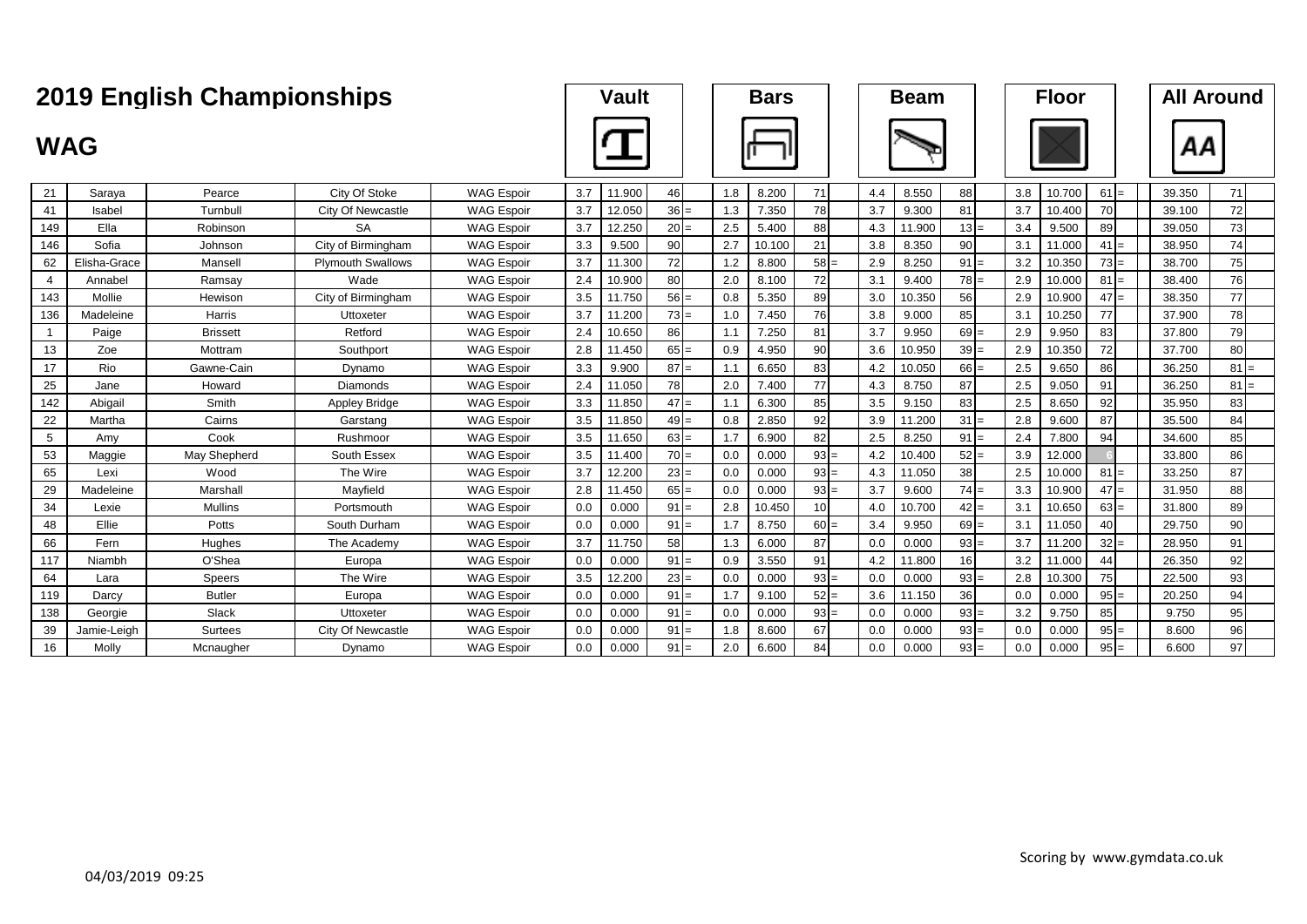# 2019 English Championships

## WAG

| | | | | | Vault | | | | Bars | | | | Beam | | | | Floor | | | | All Around | | |
|---|---|---|---|---|---|---|---|---|---|---|---|---|---|---|---|---|---|---|---|---|---|---|---|
| 21 | Saraya | Pearce | City Of Stoke | WAG Espoir | 3.7 | 11.900 | 46 | | 1.8 | 8.200 | 71 | | 4.4 | 8.550 | 88 | | 3.8 | 10.700 | 61 | = | 39.350 | 71 | |
| 41 | Isabel | Turnbull | City Of Newcastle | WAG Espoir | 3.7 | 12.050 | 36 | = | 1.3 | 7.350 | 78 | | 3.7 | 9.300 | 81 | | 3.7 | 10.400 | 70 | | 39.100 | 72 | |
| 149 | Ella | Robinson | SA | WAG Espoir | 3.7 | 12.250 | 20 | = | 2.5 | 5.400 | 88 | | 4.3 | 11.900 | 13 | = | 3.4 | 9.500 | 89 | | 39.050 | 73 | |
| 146 | Sofia | Johnson | City of Birmingham | WAG Espoir | 3.3 | 9.500 | 90 | | 2.7 | 10.100 | 21 | | 3.8 | 8.350 | 90 | | 3.1 | 11.000 | 41 | = | 38.950 | 74 | |
| 62 | Elisha-Grace | Mansell | Plymouth Swallows | WAG Espoir | 3.7 | 11.300 | 72 | | 1.2 | 8.800 | 58 | = | 2.9 | 8.250 | 91 | = | 3.2 | 10.350 | 73 | = | 38.700 | 75 | |
| 4 | Annabel | Ramsay | Wade | WAG Espoir | 2.4 | 10.900 | 80 | | 2.0 | 8.100 | 72 | | 3.1 | 9.400 | 78 | = | 2.9 | 10.000 | 81 | = | 38.400 | 76 | |
| 143 | Mollie | Hewison | City of Birmingham | WAG Espoir | 3.5 | 11.750 | 56 | = | 0.8 | 5.350 | 89 | | 3.0 | 10.350 | 56 | | 2.9 | 10.900 | 47 | = | 38.350 | 77 | |
| 136 | Madeleine | Harris | Uttoxeter | WAG Espoir | 3.7 | 11.200 | 73 | = | 1.0 | 7.450 | 76 | | 3.8 | 9.000 | 85 | | 3.1 | 10.250 | 77 | | 37.900 | 78 | |
| 1 | Paige | Brissett | Retford | WAG Espoir | 2.4 | 10.650 | 86 | | 1.1 | 7.250 | 81 | | 3.7 | 9.950 | 69 | = | 2.9 | 9.950 | 83 | | 37.800 | 79 | |
| 13 | Zoe | Mottram | Southport | WAG Espoir | 2.8 | 11.450 | 65 | = | 0.9 | 4.950 | 90 | | 3.6 | 10.950 | 39 | = | 2.9 | 10.350 | 72 | | 37.700 | 80 | |
| 17 | Rio | Gawne-Cain | Dynamo | WAG Espoir | 3.3 | 9.900 | 87 | = | 1.1 | 6.650 | 83 | | 4.2 | 10.050 | 66 | = | 2.5 | 9.650 | 86 | | 36.250 | 81 | = |
| 25 | Jane | Howard | Diamonds | WAG Espoir | 2.4 | 11.050 | 78 | | 2.0 | 7.400 | 77 | | 4.3 | 8.750 | 87 | | 2.5 | 9.050 | 91 | | 36.250 | 81 | = |
| 142 | Abigail | Smith | Appley Bridge | WAG Espoir | 3.3 | 11.850 | 47 | = | 1.1 | 6.300 | 85 | | 3.5 | 9.150 | 83 | | 2.5 | 8.650 | 92 | | 35.950 | 83 | |
| 22 | Martha | Cairns | Garstang | WAG Espoir | 3.5 | 11.850 | 49 | = | 0.8 | 2.850 | 92 | | 3.9 | 11.200 | 31 | = | 2.8 | 9.600 | 87 | | 35.500 | 84 | |
| 5 | Amy | Cook | Rushmoor | WAG Espoir | 3.5 | 11.650 | 63 | = | 1.7 | 6.900 | 82 | | 2.5 | 8.250 | 91 | = | 2.4 | 7.800 | 94 | | 34.600 | 85 | |
| 53 | Maggie | May Shepherd | South Essex | WAG Espoir | 3.5 | 11.400 | 70 | = | 0.0 | 0.000 | 93 | = | 4.2 | 10.400 | 52 | = | 3.9 | 12.000 | 6 | | 33.800 | 86 | |
| 65 | Lexi | Wood | The Wire | WAG Espoir | 3.7 | 12.200 | 23 | = | 0.0 | 0.000 | 93 | = | 4.3 | 11.050 | 38 | | 2.5 | 10.000 | 81 | = | 33.250 | 87 | |
| 29 | Madeleine | Marshall | Mayfield | WAG Espoir | 2.8 | 11.450 | 65 | = | 0.0 | 0.000 | 93 | = | 3.7 | 9.600 | 74 | = | 3.3 | 10.900 | 47 | = | 31.950 | 88 | |
| 34 | Lexie | Mullins | Portsmouth | WAG Espoir | 0.0 | 0.000 | 91 | = | 2.8 | 10.450 | 10 | | 4.0 | 10.700 | 42 | = | 3.1 | 10.650 | 63 | = | 31.800 | 89 | |
| 48 | Ellie | Potts | South Durham | WAG Espoir | 0.0 | 0.000 | 91 | = | 1.7 | 8.750 | 60 | = | 3.4 | 9.950 | 69 | = | 3.1 | 11.050 | 40 | | 29.750 | 90 | |
| 66 | Fern | Hughes | The Academy | WAG Espoir | 3.7 | 11.750 | 58 | | 1.3 | 6.000 | 87 | | 0.0 | 0.000 | 93 | = | 3.7 | 11.200 | 32 | = | 28.950 | 91 | |
| 117 | Niambh | O'Shea | Europa | WAG Espoir | 0.0 | 0.000 | 91 | = | 0.9 | 3.550 | 91 | | 4.2 | 11.800 | 16 | | 3.2 | 11.000 | 44 | | 26.350 | 92 | |
| 64 | Lara | Speers | The Wire | WAG Espoir | 3.5 | 12.200 | 23 | = | 0.0 | 0.000 | 93 | = | 0.0 | 0.000 | 93 | = | 2.8 | 10.300 | 75 | | 22.500 | 93 | |
| 119 | Darcy | Butler | Europa | WAG Espoir | 0.0 | 0.000 | 91 | = | 1.7 | 9.100 | 52 | = | 3.6 | 11.150 | 36 | | 0.0 | 0.000 | 95 | = | 20.250 | 94 | |
| 138 | Georgie | Slack | Uttoxeter | WAG Espoir | 0.0 | 0.000 | 91 | = | 0.0 | 0.000 | 93 | = | 0.0 | 0.000 | 93 | = | 3.2 | 9.750 | 85 | | 9.750 | 95 | |
| 39 | Jamie-Leigh | Surtees | City Of Newcastle | WAG Espoir | 0.0 | 0.000 | 91 | = | 1.8 | 8.600 | 67 | | 0.0 | 0.000 | 93 | = | 0.0 | 0.000 | 95 | = | 8.600 | 96 | |
| 16 | Molly | Mcnaugher | Dynamo | WAG Espoir | 0.0 | 0.000 | 91 | = | 2.0 | 6.600 | 84 | | 0.0 | 0.000 | 93 | = | 0.0 | 0.000 | 95 | = | 6.600 | 97 | |

04/03/2019 09:25

Scoring by www.gymdata.co.uk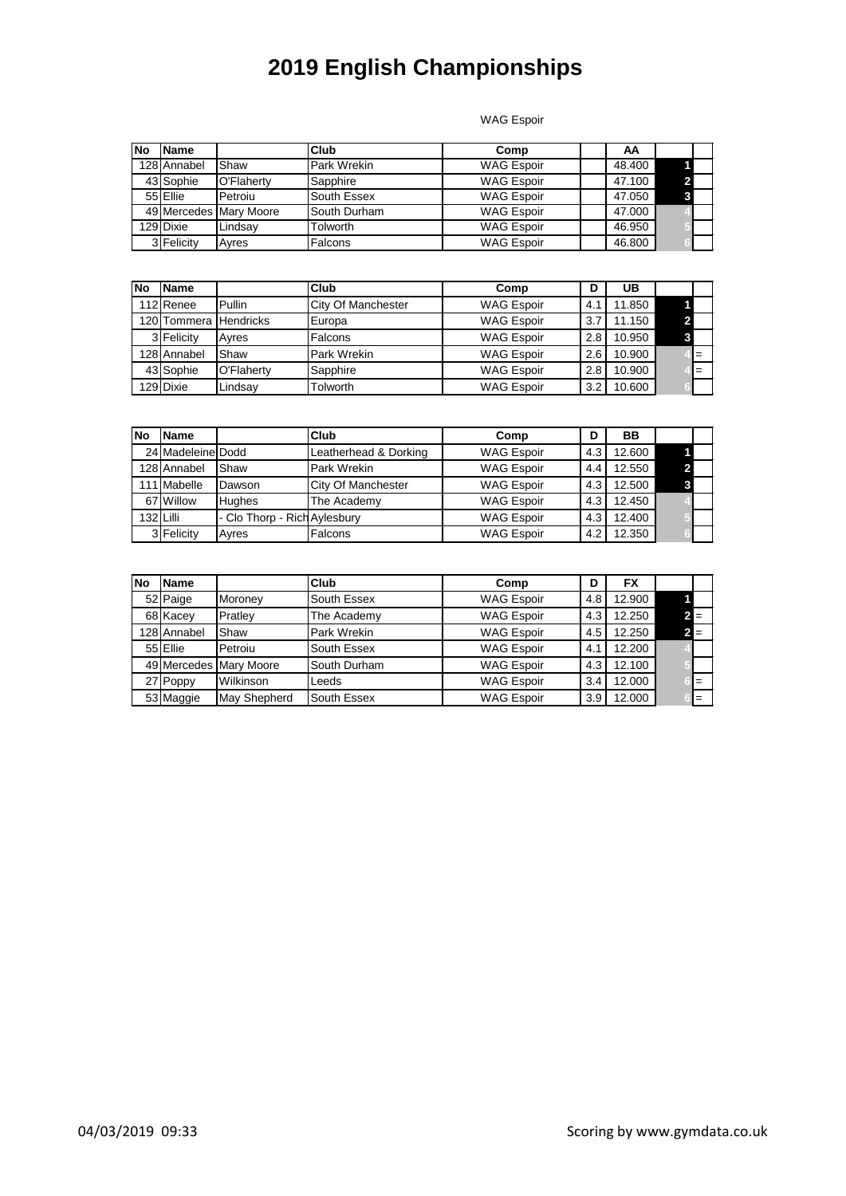# 2019 English Championships

WAG Espoir

| No | Name | | Club | Comp | | AA | | |
|---|---|---|---|---|---|---|---|---|
| 128 | Annabel | Shaw | Park Wrekin | WAG Espoir | | 48.400 | 1 | |
| 43 | Sophie | O'Flaherty | Sapphire | WAG Espoir | | 47.100 | 2 | |
| 55 | Ellie | Petroiu | South Essex | WAG Espoir | | 47.050 | 3 | |
| 49 | Mercedes | Mary Moore | South Durham | WAG Espoir | | 47.000 | 4 | |
| 129 | Dixie | Lindsay | Tolworth | WAG Espoir | | 46.950 | 5 | |
| 3 | Felicity | Ayres | Falcons | WAG Espoir | | 46.800 | 6 | |

| No | Name | | Club | Comp | D | UB | | |
|---|---|---|---|---|---|---|---|---|
| 112 | Renee | Pullin | City Of Manchester | WAG Espoir | 4.1 | 11.850 | 1 | |
| 120 | Tommera | Hendricks | Europa | WAG Espoir | 3.7 | 11.150 | 2 | |
| 3 | Felicity | Ayres | Falcons | WAG Espoir | 2.8 | 10.950 | 3 | |
| 128 | Annabel | Shaw | Park Wrekin | WAG Espoir | 2.6 | 10.900 | 4 | = |
| 43 | Sophie | O'Flaherty | Sapphire | WAG Espoir | 2.8 | 10.900 | 4 | = |
| 129 | Dixie | Lindsay | Tolworth | WAG Espoir | 3.2 | 10.600 | 6 | |

| No | Name | | Club | Comp | D | BB | | |
|---|---|---|---|---|---|---|---|---|
| 24 | Madeleine | Dodd | Leatherhead & Dorking | WAG Espoir | 4.3 | 12.600 | 1 | |
| 128 | Annabel | Shaw | Park Wrekin | WAG Espoir | 4.4 | 12.550 | 2 | |
| 111 | Mabelle | Dawson | City Of Manchester | WAG Espoir | 4.3 | 12.500 | 3 | |
| 67 | Willow | Hughes | The Academy | WAG Espoir | 4.3 | 12.450 | 4 | |
| 132 | Lilli | - Clo Thorp - Rich | Aylesbury | WAG Espoir | 4.3 | 12.400 | 5 | |
| 3 | Felicity | Ayres | Falcons | WAG Espoir | 4.2 | 12.350 | 6 | |

| No | Name | | Club | Comp | D | FX | | |
|---|---|---|---|---|---|---|---|---|
| 52 | Paige | Moroney | South Essex | WAG Espoir | 4.8 | 12.900 | 1 | |
| 68 | Kacey | Pratley | The Academy | WAG Espoir | 4.3 | 12.250 | 2 | = |
| 128 | Annabel | Shaw | Park Wrekin | WAG Espoir | 4.5 | 12.250 | 2 | = |
| 55 | Ellie | Petroiu | South Essex | WAG Espoir | 4.1 | 12.200 | 4 | |
| 49 | Mercedes | Mary Moore | South Durham | WAG Espoir | 4.3 | 12.100 | 5 | |
| 27 | Poppy | Wilkinson | Leeds | WAG Espoir | 3.4 | 12.000 | 6 | = |
| 53 | Maggie | May Shepherd | South Essex | WAG Espoir | 3.9 | 12.000 | 6 | = |

04/03/2019 09:33

Scoring by www.gymdata.co.uk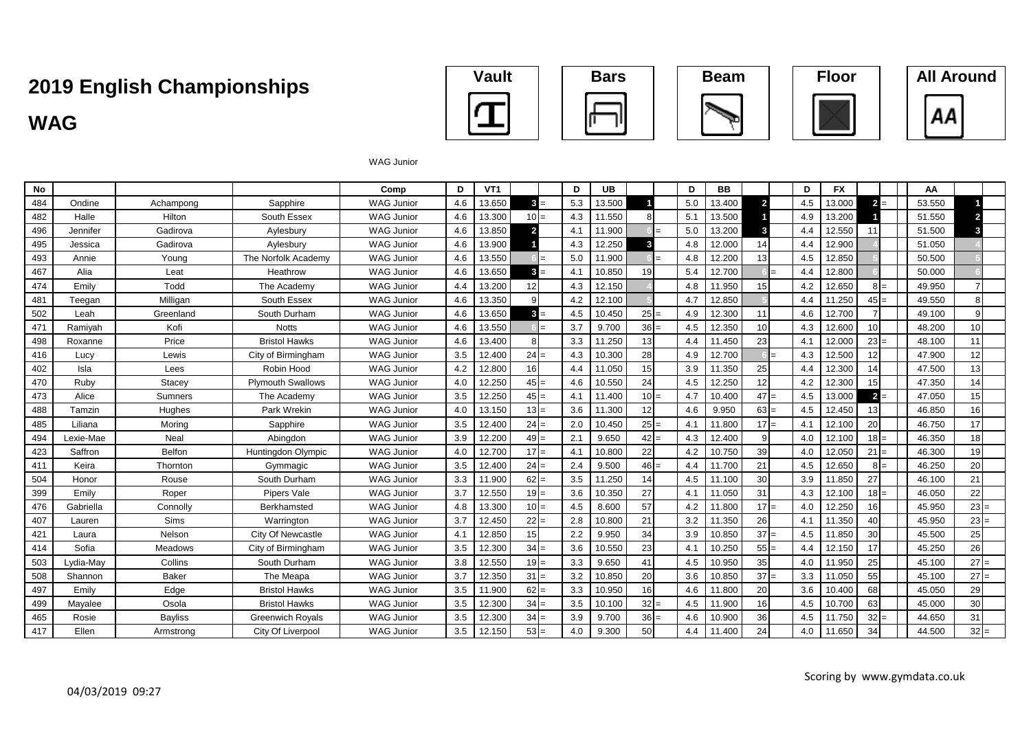# 2019 English Championships

## WAG

Vault | Bars | Beam | Floor | All Around

WAG Junior

| No | | | | Comp | D | VT1 | | | D | UB | | | D | BB | | | D | FX | | | AA | | |
|---|---|---|---|---|---|---|---|---|---|---|---|---|---|---|---|---|---|---|---|---|---|---|---|
| 484 | Ondine | Achampong | Sapphire | WAG Junior | 4.6 | 13.650 | 3 | = | 5.3 | 13.500 | 1 | | 5.0 | 13.400 | 2 | | 4.5 | 13.000 | 2 | = | 53.550 | 1 | |
| 482 | Halle | Hilton | South Essex | WAG Junior | 4.6 | 13.300 | 10 | = | 4.3 | 11.550 | 8 | | 5.1 | 13.500 | 1 | | 4.9 | 13.200 | 1 | | 51.550 | 2 | |
| 496 | Jennifer | Gadirova | Aylesbury | WAG Junior | 4.6 | 13.850 | 2 | | 4.1 | 11.900 | 6 | = | 5.0 | 13.200 | 3 | | 4.4 | 12.550 | 11 | | 51.500 | 3 | |
| 495 | Jessica | Gadirova | Aylesbury | WAG Junior | 4.6 | 13.900 | 1 | | 4.3 | 12.250 | 3 | | 4.8 | 12.000 | 14 | | 4.4 | 12.900 | 4 | | 51.050 | 4 | |
| 493 | Annie | Young | The Norfolk Academy | WAG Junior | 4.6 | 13.550 | 6 | = | 5.0 | 11.900 | 6 | = | 4.8 | 12.200 | 13 | | 4.5 | 12.850 | 5 | | 50.500 | 5 | |
| 467 | Alia | Leat | Heathrow | WAG Junior | 4.6 | 13.650 | 3 | = | 4.1 | 10.850 | 19 | | 5.4 | 12.700 | 6 | = | 4.4 | 12.800 | 6 | | 50.000 | 6 | |
| 474 | Emily | Todd | The Academy | WAG Junior | 4.4 | 13.200 | 12 | | 4.3 | 12.150 | 4 | | 4.8 | 11.950 | 15 | | 4.2 | 12.650 | 8 | = | 49.950 | 7 | |
| 481 | Teegan | Milligan | South Essex | WAG Junior | 4.6 | 13.350 | 9 | | 4.2 | 12.100 | 5 | | 4.7 | 12.850 | 5 | | 4.4 | 11.250 | 45 | = | 49.550 | 8 | |
| 502 | Leah | Greenland | South Durham | WAG Junior | 4.6 | 13.650 | 3 | = | 4.5 | 10.450 | 25 | = | 4.9 | 12.300 | 11 | | 4.6 | 12.700 | 7 | | 49.100 | 9 | |
| 471 | Ramiyah | Kofi | Notts | WAG Junior | 4.6 | 13.550 | 6 | = | 3.7 | 9.700 | 36 | = | 4.5 | 12.350 | 10 | | 4.3 | 12.600 | 10 | | 48.200 | 10 | |
| 498 | Roxanne | Price | Bristol Hawks | WAG Junior | 4.6 | 13.400 | 8 | | 3.3 | 11.250 | 13 | | 4.4 | 11.450 | 23 | | 4.1 | 12.000 | 23 | = | 48.100 | 11 | |
| 416 | Lucy | Lewis | City of Birmingham | WAG Junior | 3.5 | 12.400 | 24 | = | 4.3 | 10.300 | 28 | | 4.9 | 12.700 | 6 | = | 4.3 | 12.500 | 12 | | 47.900 | 12 | |
| 402 | Isla | Lees | Robin Hood | WAG Junior | 4.2 | 12.800 | 16 | | 4.4 | 11.050 | 15 | | 3.9 | 11.350 | 25 | | 4.4 | 12.300 | 14 | | 47.500 | 13 | |
| 470 | Ruby | Stacey | Plymouth Swallows | WAG Junior | 4.0 | 12.250 | 45 | = | 4.6 | 10.550 | 24 | | 4.5 | 12.250 | 12 | | 4.2 | 12.300 | 15 | | 47.350 | 14 | |
| 473 | Alice | Sumners | The Academy | WAG Junior | 3.5 | 12.250 | 45 | = | 4.1 | 11.400 | 10 | = | 4.7 | 10.400 | 47 | = | 4.5 | 13.000 | 2 | = | 47.050 | 15 | |
| 488 | Tamzin | Hughes | Park Wrekin | WAG Junior | 4.0 | 13.150 | 13 | = | 3.6 | 11.300 | 12 | | 4.6 | 9.950 | 63 | = | 4.5 | 12.450 | 13 | | 46.850 | 16 | |
| 485 | Liliana | Moring | Sapphire | WAG Junior | 3.5 | 12.400 | 24 | = | 2.0 | 10.450 | 25 | = | 4.1 | 11.800 | 17 | = | 4.1 | 12.100 | 20 | | 46.750 | 17 | |
| 494 | Lexie-Mae | Neal | Abingdon | WAG Junior | 3.9 | 12.200 | 49 | = | 2.1 | 9.650 | 42 | = | 4.3 | 12.400 | 9 | | 4.0 | 12.100 | 18 | = | 46.350 | 18 | |
| 423 | Saffron | Belfon | Huntingdon Olympic | WAG Junior | 4.0 | 12.700 | 17 | = | 4.1 | 10.800 | 22 | | 4.2 | 10.750 | 39 | | 4.0 | 12.050 | 21 | = | 46.300 | 19 | |
| 411 | Keira | Thornton | Gymmagic | WAG Junior | 3.5 | 12.400 | 24 | = | 2.4 | 9.500 | 46 | = | 4.4 | 11.700 | 21 | | 4.5 | 12.650 | 8 | = | 46.250 | 20 | |
| 504 | Honor | Rouse | South Durham | WAG Junior | 3.3 | 11.900 | 62 | = | 3.5 | 11.250 | 14 | | 4.5 | 11.100 | 30 | | 3.9 | 11.850 | 27 | | 46.100 | 21 | |
| 399 | Emily | Roper | Pipers Vale | WAG Junior | 3.7 | 12.550 | 19 | = | 3.6 | 10.350 | 27 | | 4.1 | 11.050 | 31 | | 4.3 | 12.100 | 18 | = | 46.050 | 22 | |
| 476 | Gabriella | Connolly | Berkhamsted | WAG Junior | 4.8 | 13.300 | 10 | = | 4.5 | 8.600 | 57 | | 4.2 | 11.800 | 17 | = | 4.0 | 12.250 | 16 | | 45.950 | 23 | = |
| 407 | Lauren | Sims | Warrington | WAG Junior | 3.7 | 12.450 | 22 | = | 2.8 | 10.800 | 21 | | 3.2 | 11.350 | 26 | | 4.1 | 11.350 | 40 | | 45.950 | 23 | = |
| 421 | Laura | Nelson | City Of Newcastle | WAG Junior | 4.1 | 12.850 | 15 | | 2.2 | 9.950 | 34 | | 3.9 | 10.850 | 37 | = | 4.5 | 11.850 | 30 | | 45.500 | 25 | |
| 414 | Sofia | Meadows | City of Birmingham | WAG Junior | 3.5 | 12.300 | 34 | = | 3.6 | 10.550 | 23 | | 4.1 | 10.250 | 55 | = | 4.4 | 12.150 | 17 | | 45.250 | 26 | |
| 503 | Lydia-May | Collins | South Durham | WAG Junior | 3.8 | 12.550 | 19 | = | 3.3 | 9.650 | 41 | | 4.5 | 10.950 | 35 | | 4.0 | 11.950 | 25 | | 45.100 | 27 | = |
| 508 | Shannon | Baker | The Meapa | WAG Junior | 3.7 | 12.350 | 31 | = | 3.2 | 10.850 | 20 | | 3.6 | 10.850 | 37 | = | 3.3 | 11.050 | 55 | | 45.100 | 27 | = |
| 497 | Emily | Edge | Bristol Hawks | WAG Junior | 3.5 | 11.900 | 62 | = | 3.3 | 10.950 | 16 | | 4.6 | 11.800 | 20 | | 3.6 | 10.400 | 68 | | 45.050 | 29 | |
| 499 | Mayalee | Osola | Bristol Hawks | WAG Junior | 3.5 | 12.300 | 34 | = | 3.5 | 10.100 | 32 | = | 4.5 | 11.900 | 16 | | 4.5 | 10.700 | 63 | | 45.000 | 30 | |
| 465 | Rosie | Bayliss | Greenwich Royals | WAG Junior | 3.5 | 12.300 | 34 | = | 3.9 | 9.700 | 36 | = | 4.6 | 10.900 | 36 | | 4.5 | 11.750 | 32 | = | 44.650 | 31 | |
| 417 | Ellen | Armstrong | City Of Liverpool | WAG Junior | 3.5 | 12.150 | 53 | = | 4.0 | 9.300 | 50 | | 4.4 | 11.400 | 24 | | 4.0 | 11.650 | 34 | | 44.500 | 32 | = |

04/03/2019 09:27

Scoring by www.gymdata.co.uk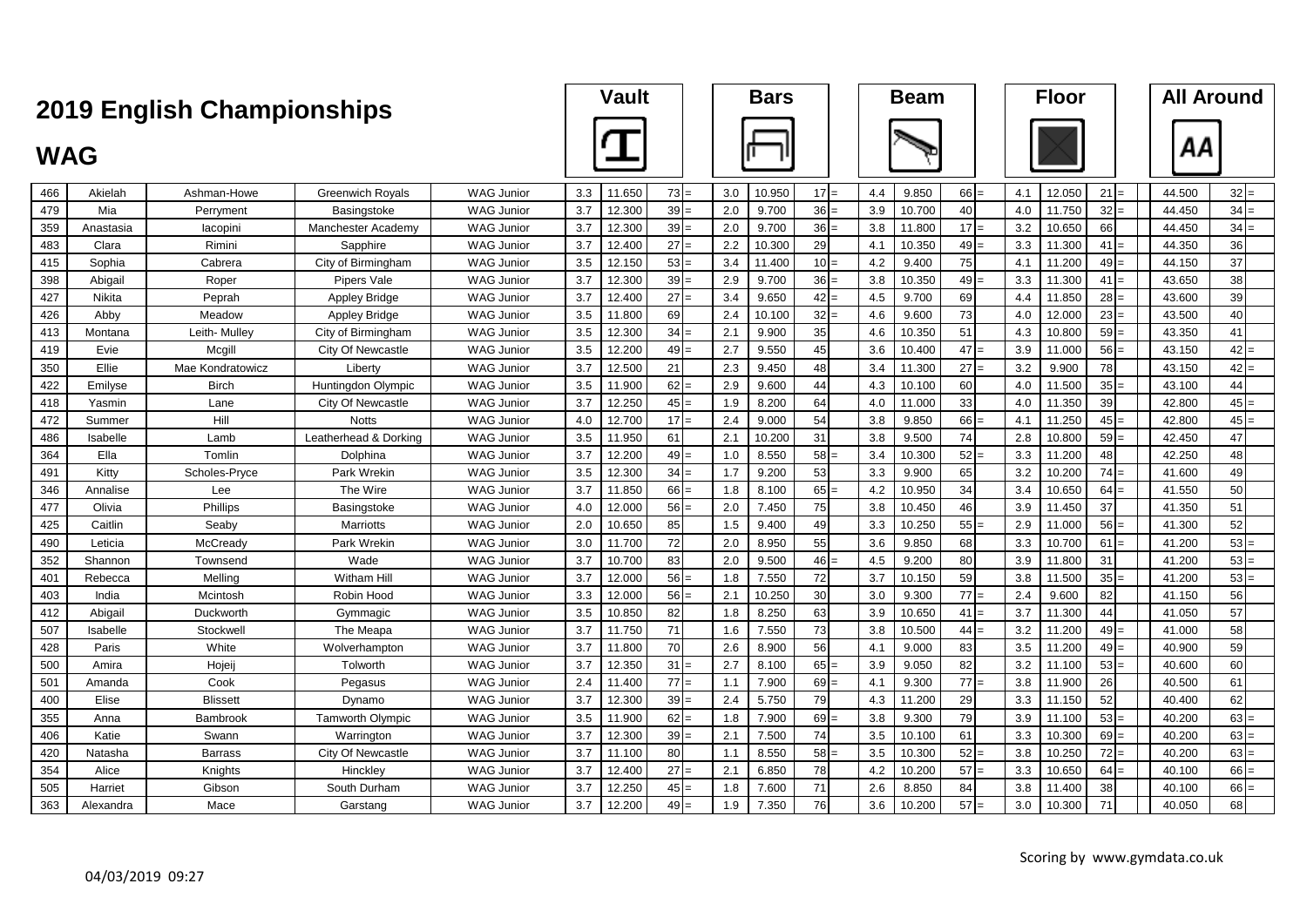# 2019 English Championships

## WAG

| | | | | | Vault | | | | Bars | | | | Beam | | | | Floor | | | | All Around | |
|---|---|---|---|---|---|---|---|---|---|---|---|---|---|---|---|---|---|---|---|---|---|---|
| 466 | Akielah | Ashman-Howe | Greenwich Royals | WAG Junior | 3.3 | 11.650 | 73 | = | 3.0 | 10.950 | 17 | = | 4.4 | 9.850 | 66 | = | 4.1 | 12.050 | 21 | = | 44.500 | 32 = |
| 479 | Mia | Perryment | Basingstoke | WAG Junior | 3.7 | 12.300 | 39 | = | 2.0 | 9.700 | 36 | = | 3.9 | 10.700 | 40 | | 4.0 | 11.750 | 32 | = | 44.450 | 34 = |
| 359 | Anastasia | Iacopini | Manchester Academy | WAG Junior | 3.7 | 12.300 | 39 | = | 2.0 | 9.700 | 36 | = | 3.8 | 11.800 | 17 | = | 3.2 | 10.650 | 66 | | 44.450 | 34 = |
| 483 | Clara | Rimini | Sapphire | WAG Junior | 3.7 | 12.400 | 27 | = | 2.2 | 10.300 | 29 | | 4.1 | 10.350 | 49 | = | 3.3 | 11.300 | 41 | = | 44.350 | 36 |
| 415 | Sophia | Cabrera | City of Birmingham | WAG Junior | 3.5 | 12.150 | 53 | = | 3.4 | 11.400 | 10 | = | 4.2 | 9.400 | 75 | | 4.1 | 11.200 | 49 | = | 44.150 | 37 |
| 398 | Abigail | Roper | Pipers Vale | WAG Junior | 3.7 | 12.300 | 39 | = | 2.9 | 9.700 | 36 | = | 3.8 | 10.350 | 49 | = | 3.3 | 11.300 | 41 | = | 43.650 | 38 |
| 427 | Nikita | Peprah | Appley Bridge | WAG Junior | 3.7 | 12.400 | 27 | = | 3.4 | 9.650 | 42 | = | 4.5 | 9.700 | 69 | | 4.4 | 11.850 | 28 | = | 43.600 | 39 |
| 426 | Abby | Meadow | Appley Bridge | WAG Junior | 3.5 | 11.800 | 69 | | 2.4 | 10.100 | 32 | = | 4.6 | 9.600 | 73 | | 4.0 | 12.000 | 23 | = | 43.500 | 40 |
| 413 | Montana | Leith- Mulley | City of Birmingham | WAG Junior | 3.5 | 12.300 | 34 | = | 2.1 | 9.900 | 35 | | 4.6 | 10.350 | 51 | | 4.3 | 10.800 | 59 | = | 43.350 | 41 |
| 419 | Evie | Mcgill | City Of Newcastle | WAG Junior | 3.5 | 12.200 | 49 | = | 2.7 | 9.550 | 45 | | 3.6 | 10.400 | 47 | = | 3.9 | 11.000 | 56 | = | 43.150 | 42 = |
| 350 | Ellie | Mae Kondratowicz | Liberty | WAG Junior | 3.7 | 12.500 | 21 | | 2.3 | 9.450 | 48 | | 3.4 | 11.300 | 27 | = | 3.2 | 9.900 | 78 | | 43.150 | 42 = |
| 422 | Emilyse | Birch | Huntingdon Olympic | WAG Junior | 3.5 | 11.900 | 62 | = | 2.9 | 9.600 | 44 | | 4.3 | 10.100 | 60 | | 4.0 | 11.500 | 35 | = | 43.100 | 44 |
| 418 | Yasmin | Lane | City Of Newcastle | WAG Junior | 3.7 | 12.250 | 45 | = | 1.9 | 8.200 | 64 | | 4.0 | 11.000 | 33 | | 4.0 | 11.350 | 39 | | 42.800 | 45 = |
| 472 | Summer | Hill | Notts | WAG Junior | 4.0 | 12.700 | 17 | = | 2.4 | 9.000 | 54 | | 3.8 | 9.850 | 66 | = | 4.1 | 11.250 | 45 | = | 42.800 | 45 = |
| 486 | Isabelle | Lamb | Leatherhead & Dorking | WAG Junior | 3.5 | 11.950 | 61 | | 2.1 | 10.200 | 31 | | 3.8 | 9.500 | 74 | | 2.8 | 10.800 | 59 | = | 42.450 | 47 |
| 364 | Ella | Tomlin | Dolphina | WAG Junior | 3.7 | 12.200 | 49 | = | 1.0 | 8.550 | 58 | = | 3.4 | 10.300 | 52 | = | 3.3 | 11.200 | 48 | | 42.250 | 48 |
| 491 | Kitty | Scholes-Pryce | Park Wrekin | WAG Junior | 3.5 | 12.300 | 34 | = | 1.7 | 9.200 | 53 | | 3.3 | 9.900 | 65 | | 3.2 | 10.200 | 74 | = | 41.600 | 49 |
| 346 | Annalise | Lee | The Wire | WAG Junior | 3.7 | 11.850 | 66 | = | 1.8 | 8.100 | 65 | = | 4.2 | 10.950 | 34 | | 3.4 | 10.650 | 64 | = | 41.550 | 50 |
| 477 | Olivia | Phillips | Basingstoke | WAG Junior | 4.0 | 12.000 | 56 | = | 2.0 | 7.450 | 75 | | 3.8 | 10.450 | 46 | | 3.9 | 11.450 | 37 | | 41.350 | 51 |
| 425 | Caitlin | Seaby | Marriotts | WAG Junior | 2.0 | 10.650 | 85 | | 1.5 | 9.400 | 49 | | 3.3 | 10.250 | 55 | = | 2.9 | 11.000 | 56 | = | 41.300 | 52 |
| 490 | Leticia | McCready | Park Wrekin | WAG Junior | 3.0 | 11.700 | 72 | | 2.0 | 8.950 | 55 | | 3.6 | 9.850 | 68 | | 3.3 | 10.700 | 61 | = | 41.200 | 53 = |
| 352 | Shannon | Townsend | Wade | WAG Junior | 3.7 | 10.700 | 83 | | 2.0 | 9.500 | 46 | = | 4.5 | 9.200 | 80 | | 3.9 | 11.800 | 31 | | 41.200 | 53 = |
| 401 | Rebecca | Melling | Witham Hill | WAG Junior | 3.7 | 12.000 | 56 | = | 1.8 | 7.550 | 72 | | 3.7 | 10.150 | 59 | | 3.8 | 11.500 | 35 | = | 41.200 | 53 = |
| 403 | India | Mcintosh | Robin Hood | WAG Junior | 3.3 | 12.000 | 56 | = | 2.1 | 10.250 | 30 | | 3.0 | 9.300 | 77 | = | 2.4 | 9.600 | 82 | | 41.150 | 56 |
| 412 | Abigail | Duckworth | Gymmagic | WAG Junior | 3.5 | 10.850 | 82 | | 1.8 | 8.250 | 63 | | 3.9 | 10.650 | 41 | = | 3.7 | 11.300 | 44 | | 41.050 | 57 |
| 507 | Isabelle | Stockwell | The Meapa | WAG Junior | 3.7 | 11.750 | 71 | | 1.6 | 7.550 | 73 | | 3.8 | 10.500 | 44 | = | 3.2 | 11.200 | 49 | = | 41.000 | 58 |
| 428 | Paris | White | Wolverhampton | WAG Junior | 3.7 | 11.800 | 70 | | 2.6 | 8.900 | 56 | | 4.1 | 9.000 | 83 | | 3.5 | 11.200 | 49 | = | 40.900 | 59 |
| 500 | Amira | Hojeij | Tolworth | WAG Junior | 3.7 | 12.350 | 31 | = | 2.7 | 8.100 | 65 | = | 3.9 | 9.050 | 82 | | 3.2 | 11.100 | 53 | = | 40.600 | 60 |
| 501 | Amanda | Cook | Pegasus | WAG Junior | 2.4 | 11.400 | 77 | = | 1.1 | 7.900 | 69 | = | 4.1 | 9.300 | 77 | = | 3.8 | 11.900 | 26 | | 40.500 | 61 |
| 400 | Elise | Blissett | Dynamo | WAG Junior | 3.7 | 12.300 | 39 | = | 2.4 | 5.750 | 79 | | 4.3 | 11.200 | 29 | | 3.3 | 11.150 | 52 | | 40.400 | 62 |
| 355 | Anna | Bambrook | Tamworth Olympic | WAG Junior | 3.5 | 11.900 | 62 | = | 1.8 | 7.900 | 69 | = | 3.8 | 9.300 | 79 | | 3.9 | 11.100 | 53 | = | 40.200 | 63 = |
| 406 | Katie | Swann | Warrington | WAG Junior | 3.7 | 12.300 | 39 | = | 2.1 | 7.500 | 74 | | 3.5 | 10.100 | 61 | | 3.3 | 10.300 | 69 | = | 40.200 | 63 = |
| 420 | Natasha | Barrass | City Of Newcastle | WAG Junior | 3.7 | 11.100 | 80 | | 1.1 | 8.550 | 58 | = | 3.5 | 10.300 | 52 | = | 3.8 | 10.250 | 72 | = | 40.200 | 63 = |
| 354 | Alice | Knights | Hinckley | WAG Junior | 3.7 | 12.400 | 27 | = | 2.1 | 6.850 | 78 | | 4.2 | 10.200 | 57 | = | 3.3 | 10.650 | 64 | = | 40.100 | 66 = |
| 505 | Harriet | Gibson | South Durham | WAG Junior | 3.7 | 12.250 | 45 | = | 1.8 | 7.600 | 71 | | 2.6 | 8.850 | 84 | | 3.8 | 11.400 | 38 | | 40.100 | 66 = |
| 363 | Alexandra | Mace | Garstang | WAG Junior | 3.7 | 12.200 | 49 | = | 1.9 | 7.350 | 76 | | 3.6 | 10.200 | 57 | = | 3.0 | 10.300 | 71 | | 40.050 | 68 |

04/03/2019 09:27

Scoring by www.gymdata.co.uk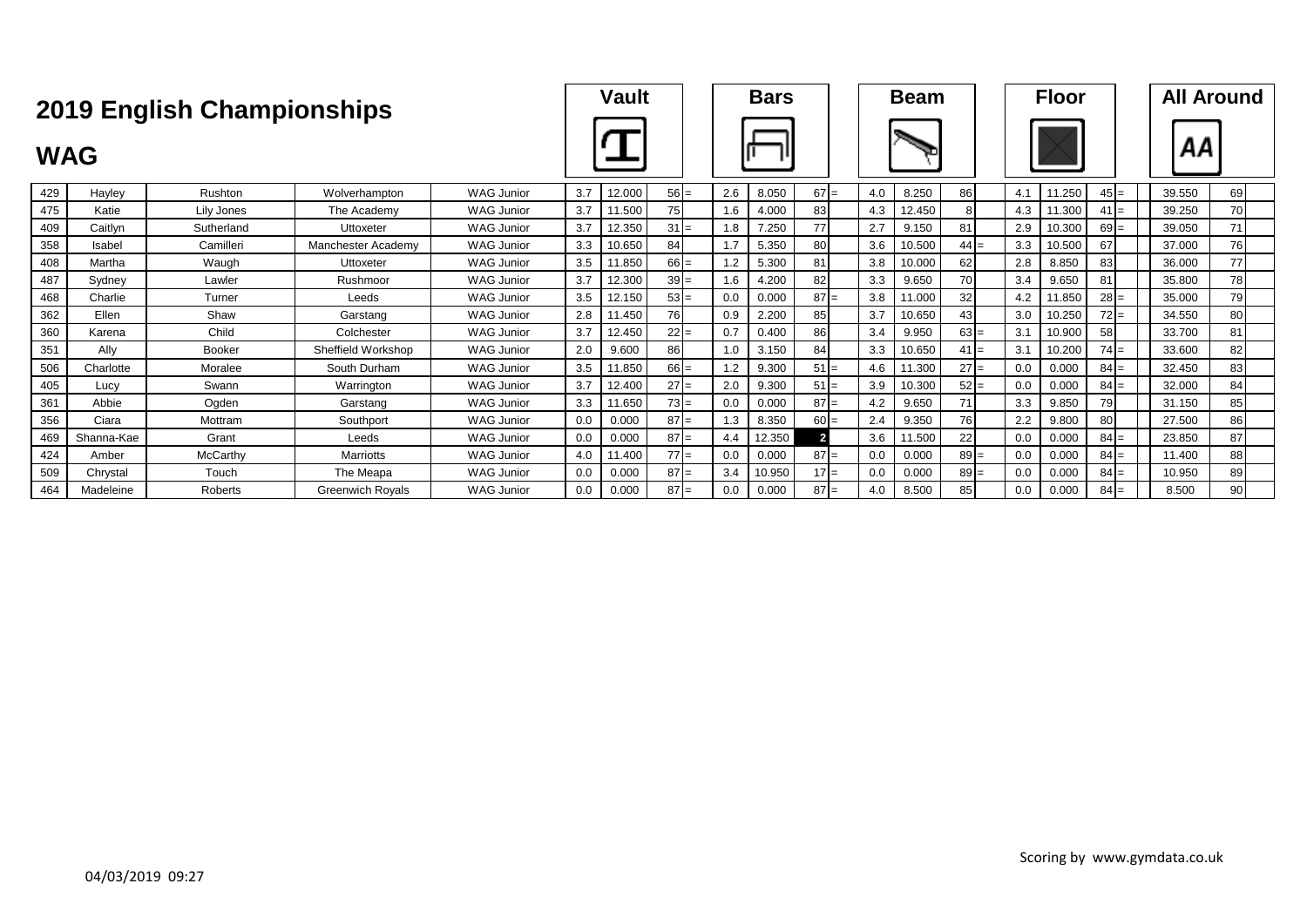# 2019 English Championships

## WAG

| | | | | | Vault | | | | Bars | | | | Beam | | | | Floor | | | | All Around | |
|---|---|---|---|---|---|---|---|---|---|---|---|---|---|---|---|---|---|---|---|---|---|---|
| 429 | Hayley | Rushton | Wolverhampton | WAG Junior | 3.7 | 12.000 | 56 | = | 2.6 | 8.050 | 67 | = | 4.0 | 8.250 | 86 | | 4.1 | 11.250 | 45 | = | 39.550 | 69 |
| 475 | Katie | Lily Jones | The Academy | WAG Junior | 3.7 | 11.500 | 75 | | 1.6 | 4.000 | 83 | | 4.3 | 12.450 | 8 | | 4.3 | 11.300 | 41 | = | 39.250 | 70 |
| 409 | Caitlyn | Sutherland | Uttoxeter | WAG Junior | 3.7 | 12.350 | 31 | = | 1.8 | 7.250 | 77 | | 2.7 | 9.150 | 81 | | 2.9 | 10.300 | 69 | = | 39.050 | 71 |
| 358 | Isabel | Camilleri | Manchester Academy | WAG Junior | 3.3 | 10.650 | 84 | | 1.7 | 5.350 | 80 | | 3.6 | 10.500 | 44 | = | 3.3 | 10.500 | 67 | | 37.000 | 76 |
| 408 | Martha | Waugh | Uttoxeter | WAG Junior | 3.5 | 11.850 | 66 | = | 1.2 | 5.300 | 81 | | 3.8 | 10.000 | 62 | | 2.8 | 8.850 | 83 | | 36.000 | 77 |
| 487 | Sydney | Lawler | Rushmoor | WAG Junior | 3.7 | 12.300 | 39 | = | 1.6 | 4.200 | 82 | | 3.3 | 9.650 | 70 | | 3.4 | 9.650 | 81 | | 35.800 | 78 |
| 468 | Charlie | Turner | Leeds | WAG Junior | 3.5 | 12.150 | 53 | = | 0.0 | 0.000 | 87 | = | 3.8 | 11.000 | 32 | | 4.2 | 11.850 | 28 | = | 35.000 | 79 |
| 362 | Ellen | Shaw | Garstang | WAG Junior | 2.8 | 11.450 | 76 | | 0.9 | 2.200 | 85 | | 3.7 | 10.650 | 43 | | 3.0 | 10.250 | 72 | = | 34.550 | 80 |
| 360 | Karena | Child | Colchester | WAG Junior | 3.7 | 12.450 | 22 | = | 0.7 | 0.400 | 86 | | 3.4 | 9.950 | 63 | = | 3.1 | 10.900 | 58 | | 33.700 | 81 |
| 351 | Ally | Booker | Sheffield Workshop | WAG Junior | 2.0 | 9.600 | 86 | | 1.0 | 3.150 | 84 | | 3.3 | 10.650 | 41 | = | 3.1 | 10.200 | 74 | = | 33.600 | 82 |
| 506 | Charlotte | Moralee | South Durham | WAG Junior | 3.5 | 11.850 | 66 | = | 1.2 | 9.300 | 51 | = | 4.6 | 11.300 | 27 | = | 0.0 | 0.000 | 84 | = | 32.450 | 83 |
| 405 | Lucy | Swann | Warrington | WAG Junior | 3.7 | 12.400 | 27 | = | 2.0 | 9.300 | 51 | = | 3.9 | 10.300 | 52 | = | 0.0 | 0.000 | 84 | = | 32.000 | 84 |
| 361 | Abbie | Ogden | Garstang | WAG Junior | 3.3 | 11.650 | 73 | = | 0.0 | 0.000 | 87 | = | 4.2 | 9.650 | 71 | | 3.3 | 9.850 | 79 | | 31.150 | 85 |
| 356 | Ciara | Mottram | Southport | WAG Junior | 0.0 | 0.000 | 87 | = | 1.3 | 8.350 | 60 | = | 2.4 | 9.350 | 76 | | 2.2 | 9.800 | 80 | | 27.500 | 86 |
| 469 | Shanna-Kae | Grant | Leeds | WAG Junior | 0.0 | 0.000 | 87 | = | 4.4 | 12.350 | 2 | | 3.6 | 11.500 | 22 | | 0.0 | 0.000 | 84 | = | 23.850 | 87 |
| 424 | Amber | McCarthy | Marriotts | WAG Junior | 4.0 | 11.400 | 77 | = | 0.0 | 0.000 | 87 | = | 0.0 | 0.000 | 89 | = | 0.0 | 0.000 | 84 | = | 11.400 | 88 |
| 509 | Chrystal | Touch | The Meapa | WAG Junior | 0.0 | 0.000 | 87 | = | 3.4 | 10.950 | 17 | = | 0.0 | 0.000 | 89 | = | 0.0 | 0.000 | 84 | = | 10.950 | 89 |
| 464 | Madeleine | Roberts | Greenwich Royals | WAG Junior | 0.0 | 0.000 | 87 | = | 0.0 | 0.000 | 87 | = | 4.0 | 8.500 | 85 | | 0.0 | 0.000 | 84 | = | 8.500 | 90 |

04/03/2019 09:27

Scoring by www.gymdata.co.uk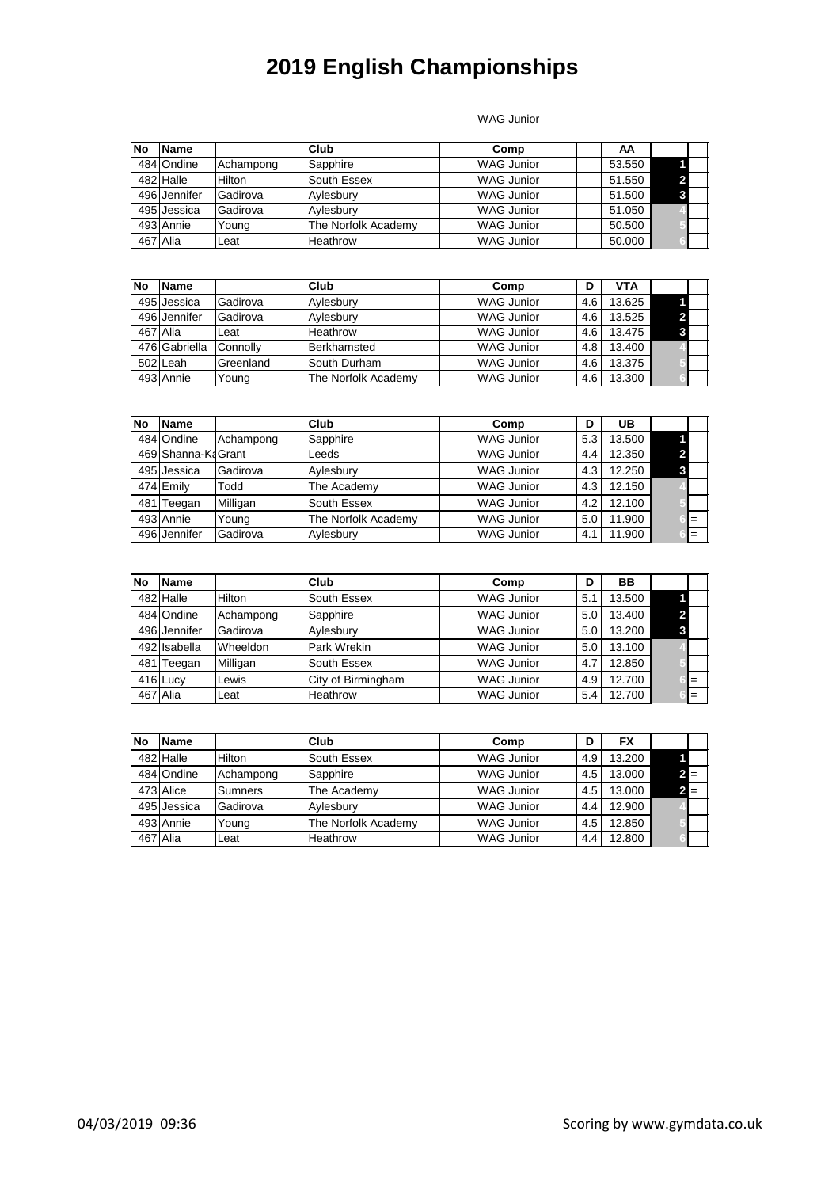# 2019 English Championships

WAG Junior

| No | Name | | Club | Comp | | AA | | |
|---|---|---|---|---|---|---|---|---|
| 484 | Ondine | Achampong | Sapphire | WAG Junior | | 53.550 | 1 | |
| 482 | Halle | Hilton | South Essex | WAG Junior | | 51.550 | 2 | |
| 496 | Jennifer | Gadirova | Aylesbury | WAG Junior | | 51.500 | 3 | |
| 495 | Jessica | Gadirova | Aylesbury | WAG Junior | | 51.050 | 4 | |
| 493 | Annie | Young | The Norfolk Academy | WAG Junior | | 50.500 | 5 | |
| 467 | Alia | Leat | Heathrow | WAG Junior | | 50.000 | 6 | |

| No | Name | | Club | Comp | D | VTA | | |
|---|---|---|---|---|---|---|---|---|
| 495 | Jessica | Gadirova | Aylesbury | WAG Junior | 4.6 | 13.625 | 1 | |
| 496 | Jennifer | Gadirova | Aylesbury | WAG Junior | 4.6 | 13.525 | 2 | |
| 467 | Alia | Leat | Heathrow | WAG Junior | 4.6 | 13.475 | 3 | |
| 476 | Gabriella | Connolly | Berkhamsted | WAG Junior | 4.8 | 13.400 | 4 | |
| 502 | Leah | Greenland | South Durham | WAG Junior | 4.6 | 13.375 | 5 | |
| 493 | Annie | Young | The Norfolk Academy | WAG Junior | 4.6 | 13.300 | 6 | |

| No | Name | | Club | Comp | D | UB | | |
|---|---|---|---|---|---|---|---|---|
| 484 | Ondine | Achampong | Sapphire | WAG Junior | 5.3 | 13.500 | 1 | |
| 469 | Shanna-Ka | Grant | Leeds | WAG Junior | 4.4 | 12.350 | 2 | |
| 495 | Jessica | Gadirova | Aylesbury | WAG Junior | 4.3 | 12.250 | 3 | |
| 474 | Emily | Todd | The Academy | WAG Junior | 4.3 | 12.150 | 4 | |
| 481 | Teegan | Milligan | South Essex | WAG Junior | 4.2 | 12.100 | 5 | |
| 493 | Annie | Young | The Norfolk Academy | WAG Junior | 5.0 | 11.900 | 6 | = |
| 496 | Jennifer | Gadirova | Aylesbury | WAG Junior | 4.1 | 11.900 | 6 | = |

| No | Name | | Club | Comp | D | BB | | |
|---|---|---|---|---|---|---|---|---|
| 482 | Halle | Hilton | South Essex | WAG Junior | 5.1 | 13.500 | 1 | |
| 484 | Ondine | Achampong | Sapphire | WAG Junior | 5.0 | 13.400 | 2 | |
| 496 | Jennifer | Gadirova | Aylesbury | WAG Junior | 5.0 | 13.200 | 3 | |
| 492 | Isabella | Wheeldon | Park Wrekin | WAG Junior | 5.0 | 13.100 | 4 | |
| 481 | Teegan | Milligan | South Essex | WAG Junior | 4.7 | 12.850 | 5 | |
| 416 | Lucy | Lewis | City of Birmingham | WAG Junior | 4.9 | 12.700 | 6 | = |
| 467 | Alia | Leat | Heathrow | WAG Junior | 5.4 | 12.700 | 6 | = |

| No | Name | | Club | Comp | D | FX | | |
|---|---|---|---|---|---|---|---|---|
| 482 | Halle | Hilton | South Essex | WAG Junior | 4.9 | 13.200 | 1 | |
| 484 | Ondine | Achampong | Sapphire | WAG Junior | 4.5 | 13.000 | 2 | = |
| 473 | Alice | Sumners | The Academy | WAG Junior | 4.5 | 13.000 | 2 | = |
| 495 | Jessica | Gadirova | Aylesbury | WAG Junior | 4.4 | 12.900 | 4 | |
| 493 | Annie | Young | The Norfolk Academy | WAG Junior | 4.5 | 12.850 | 5 | |
| 467 | Alia | Leat | Heathrow | WAG Junior | 4.4 | 12.800 | 6 | |

04/03/2019 09:36

Scoring by www.gymdata.co.uk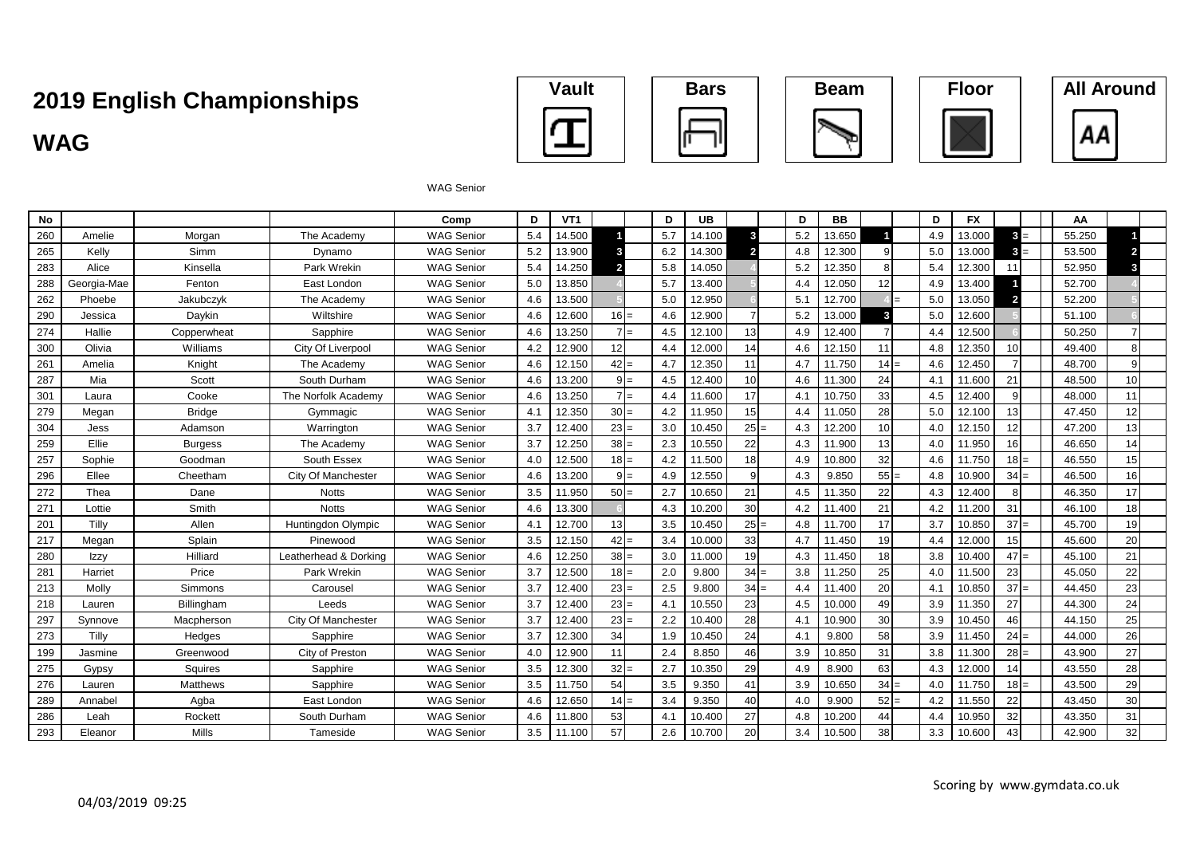# 2019 English Championships

## WAG

Vault | Bars | Beam | Floor | All Around

WAG Senior

| No | | | | Comp | D | VT1 | | | D | UB | | | D | BB | | | D | FX | | | AA | |
|---|---|---|---|---|---|---|---|---|---|---|---|---|---|---|---|---|---|---|---|---|---|---|
| 260 | Amelie | Morgan | The Academy | WAG Senior | 5.4 | 14.500 | 1 | | 5.7 | 14.100 | 3 | | 5.2 | 13.650 | 1 | | 4.9 | 13.000 | 3 | = | 55.250 | 1 |
| 265 | Kelly | Simm | Dynamo | WAG Senior | 5.2 | 13.900 | 3 | | 6.2 | 14.300 | 2 | | 4.8 | 12.300 | 9 | | 5.0 | 13.000 | 3 | = | 53.500 | 2 |
| 283 | Alice | Kinsella | Park Wrekin | WAG Senior | 5.4 | 14.250 | 2 | | 5.8 | 14.050 | 4 | | 5.2 | 12.350 | 8 | | 5.4 | 12.300 | 11 | | 52.950 | 3 |
| 288 | Georgia-Mae | Fenton | East London | WAG Senior | 5.0 | 13.850 | 4 | | 5.7 | 13.400 | 5 | | 4.4 | 12.050 | 12 | | 4.9 | 13.400 | 1 | | 52.700 | 4 |
| 262 | Phoebe | Jakubczyk | The Academy | WAG Senior | 4.6 | 13.500 | 5 | | 5.0 | 12.950 | 6 | | 5.1 | 12.700 | 4 | = | 5.0 | 13.050 | 2 | | 52.200 | 5 |
| 290 | Jessica | Daykin | Wiltshire | WAG Senior | 4.6 | 12.600 | 16 | = | 4.6 | 12.900 | 7 | | 5.2 | 13.000 | 3 | | 5.0 | 12.600 | 5 | | 51.100 | 6 |
| 274 | Hallie | Copperwheat | Sapphire | WAG Senior | 4.6 | 13.250 | 7 | = | 4.5 | 12.100 | 13 | | 4.9 | 12.400 | 7 | | 4.4 | 12.500 | 6 | | 50.250 | 7 |
| 300 | Olivia | Williams | City Of Liverpool | WAG Senior | 4.2 | 12.900 | 12 | | 4.4 | 12.000 | 14 | | 4.6 | 12.150 | 11 | | 4.8 | 12.350 | 10 | | 49.400 | 8 |
| 261 | Amelia | Knight | The Academy | WAG Senior | 4.6 | 12.150 | 42 | = | 4.7 | 12.350 | 11 | | 4.7 | 11.750 | 14 | = | 4.6 | 12.450 | 7 | | 48.700 | 9 |
| 287 | Mia | Scott | South Durham | WAG Senior | 4.6 | 13.200 | 9 | = | 4.5 | 12.400 | 10 | | 4.6 | 11.300 | 24 | | 4.1 | 11.600 | 21 | | 48.500 | 10 |
| 301 | Laura | Cooke | The Norfolk Academy | WAG Senior | 4.6 | 13.250 | 7 | = | 4.4 | 11.600 | 17 | | 4.1 | 10.750 | 33 | | 4.5 | 12.400 | 9 | | 48.000 | 11 |
| 279 | Megan | Bridge | Gymmagic | WAG Senior | 4.1 | 12.350 | 30 | = | 4.2 | 11.950 | 15 | | 4.4 | 11.050 | 28 | | 5.0 | 12.100 | 13 | | 47.450 | 12 |
| 304 | Jess | Adamson | Warrington | WAG Senior | 3.7 | 12.400 | 23 | = | 3.0 | 10.450 | 25 | = | 4.3 | 12.200 | 10 | | 4.0 | 12.150 | 12 | | 47.200 | 13 |
| 259 | Ellie | Burgess | The Academy | WAG Senior | 3.7 | 12.250 | 38 | = | 2.3 | 10.550 | 22 | | 4.3 | 11.900 | 13 | | 4.0 | 11.950 | 16 | | 46.650 | 14 |
| 257 | Sophie | Goodman | South Essex | WAG Senior | 4.0 | 12.500 | 18 | = | 4.2 | 11.500 | 18 | | 4.9 | 10.800 | 32 | | 4.6 | 11.750 | 18 | = | 46.550 | 15 |
| 296 | Ellee | Cheetham | City Of Manchester | WAG Senior | 4.6 | 13.200 | 9 | = | 4.9 | 12.550 | 9 | | 4.3 | 9.850 | 55 | = | 4.8 | 10.900 | 34 | = | 46.500 | 16 |
| 272 | Thea | Dane | Notts | WAG Senior | 3.5 | 11.950 | 50 | = | 2.7 | 10.650 | 21 | | 4.5 | 11.350 | 22 | | 4.3 | 12.400 | 8 | | 46.350 | 17 |
| 271 | Lottie | Smith | Notts | WAG Senior | 4.6 | 13.300 | 6 | | 4.3 | 10.200 | 30 | | 4.2 | 11.400 | 21 | | 4.2 | 11.200 | 31 | | 46.100 | 18 |
| 201 | Tilly | Allen | Huntingdon Olympic | WAG Senior | 4.1 | 12.700 | 13 | | 3.5 | 10.450 | 25 | = | 4.8 | 11.700 | 17 | | 3.7 | 10.850 | 37 | = | 45.700 | 19 |
| 217 | Megan | Splain | Pinewood | WAG Senior | 3.5 | 12.150 | 42 | = | 3.4 | 10.000 | 33 | | 4.7 | 11.450 | 19 | | 4.4 | 12.000 | 15 | | 45.600 | 20 |
| 280 | Izzy | Hilliard | Leatherhead & Dorking | WAG Senior | 4.6 | 12.250 | 38 | = | 3.0 | 11.000 | 19 | | 4.3 | 11.450 | 18 | | 3.8 | 10.400 | 47 | = | 45.100 | 21 |
| 281 | Harriet | Price | Park Wrekin | WAG Senior | 3.7 | 12.500 | 18 | = | 2.0 | 9.800 | 34 | = | 3.8 | 11.250 | 25 | | 4.0 | 11.500 | 23 | | 45.050 | 22 |
| 213 | Molly | Simmons | Carousel | WAG Senior | 3.7 | 12.400 | 23 | = | 2.5 | 9.800 | 34 | = | 4.4 | 11.400 | 20 | | 4.1 | 10.850 | 37 | = | 44.450 | 23 |
| 218 | Lauren | Billingham | Leeds | WAG Senior | 3.7 | 12.400 | 23 | = | 4.1 | 10.550 | 23 | | 4.5 | 10.000 | 49 | | 3.9 | 11.350 | 27 | | 44.300 | 24 |
| 297 | Synnove | Macpherson | City Of Manchester | WAG Senior | 3.7 | 12.400 | 23 | = | 2.2 | 10.400 | 28 | | 4.1 | 10.900 | 30 | | 3.9 | 10.450 | 46 | | 44.150 | 25 |
| 273 | Tilly | Hedges | Sapphire | WAG Senior | 3.7 | 12.300 | 34 | | 1.9 | 10.450 | 24 | | 4.1 | 9.800 | 58 | | 3.9 | 11.450 | 24 | = | 44.000 | 26 |
| 199 | Jasmine | Greenwood | City of Preston | WAG Senior | 4.0 | 12.900 | 11 | | 2.4 | 8.850 | 46 | | 3.9 | 10.850 | 31 | | 3.8 | 11.300 | 28 | = | 43.900 | 27 |
| 275 | Gypsy | Squires | Sapphire | WAG Senior | 3.5 | 12.300 | 32 | = | 2.7 | 10.350 | 29 | | 4.9 | 8.900 | 63 | | 4.3 | 12.000 | 14 | | 43.550 | 28 |
| 276 | Lauren | Matthews | Sapphire | WAG Senior | 3.5 | 11.750 | 54 | | 3.5 | 9.350 | 41 | | 3.9 | 10.650 | 34 | = | 4.0 | 11.750 | 18 | = | 43.500 | 29 |
| 289 | Annabel | Agba | East London | WAG Senior | 4.6 | 12.650 | 14 | = | 3.4 | 9.350 | 40 | | 4.0 | 9.900 | 52 | = | 4.2 | 11.550 | 22 | | 43.450 | 30 |
| 286 | Leah | Rockett | South Durham | WAG Senior | 4.6 | 11.800 | 53 | | 4.1 | 10.400 | 27 | | 4.8 | 10.200 | 44 | | 4.4 | 10.950 | 32 | | 43.350 | 31 |
| 293 | Eleanor | Mills | Tameside | WAG Senior | 3.5 | 11.100 | 57 | | 2.6 | 10.700 | 20 | | 3.4 | 10.500 | 38 | | 3.3 | 10.600 | 43 | | 42.900 | 32 |

04/03/2019 09:25

Scoring by www.gymdata.co.uk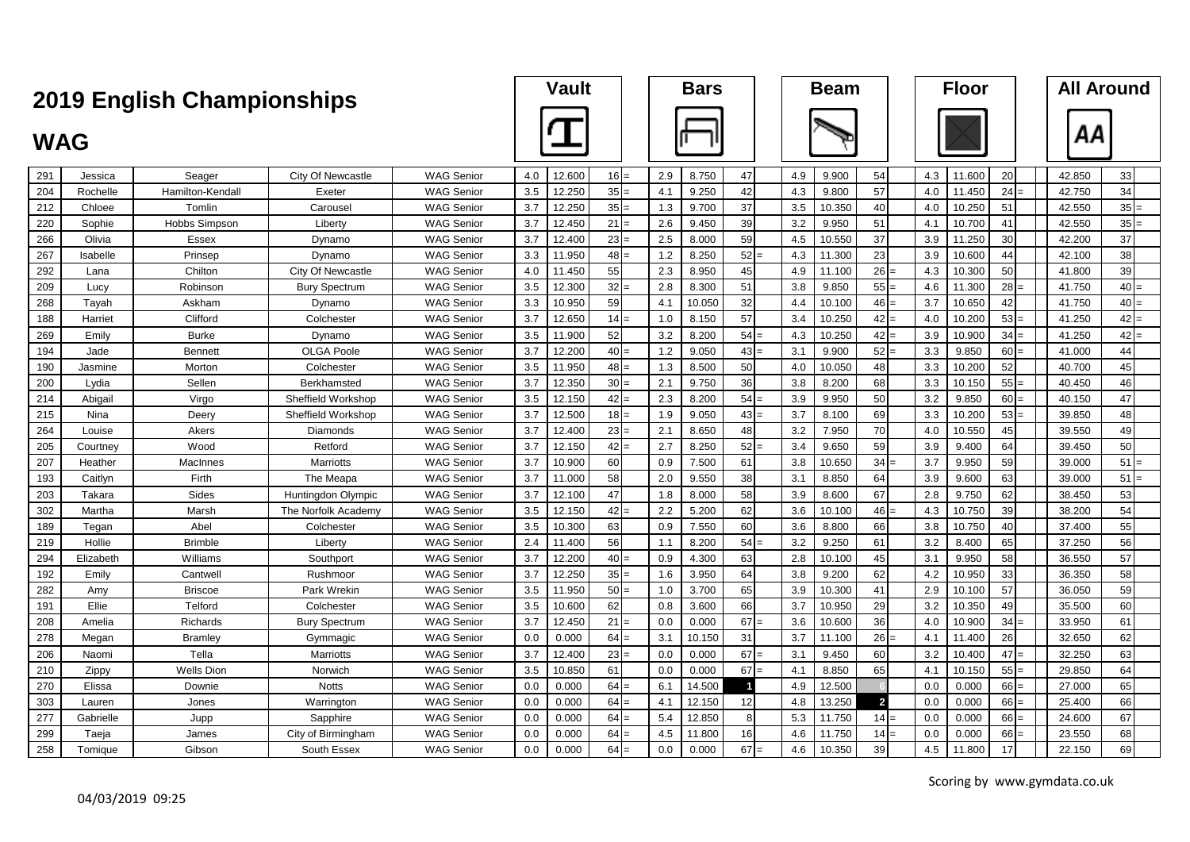# 2019 English Championships

## WAG

| No. | First Name | Surname | Club | Category | Vault D | Vault Score | Vault Rank | | Bars D | Bars Score | Bars Rank | | Beam D | Beam Score | Beam Rank | | Floor D | Floor Score | Floor Rank | | All Around Score | All Around Rank | |
|---|---|---|---|---|---|---|---|---|---|---|---|---|---|---|---|---|---|---|---|---|---|---|---|
| 291 | Jessica | Seager | City Of Newcastle | WAG Senior | 4.0 | 12.600 | 16 | = | 2.9 | 8.750 | 47 | | 4.9 | 9.900 | 54 | | 4.3 | 11.600 | 20 | | 42.850 | 33 | |
| 204 | Rochelle | Hamilton-Kendall | Exeter | WAG Senior | 3.5 | 12.250 | 35 | = | 4.1 | 9.250 | 42 | | 4.3 | 9.800 | 57 | | 4.0 | 11.450 | 24 | = | 42.750 | 34 | |
| 212 | Chloee | Tomlin | Carousel | WAG Senior | 3.7 | 12.250 | 35 | = | 1.3 | 9.700 | 37 | | 3.5 | 10.350 | 40 | | 4.0 | 10.250 | 51 | | 42.550 | 35 | = |
| 220 | Sophie | Hobbs Simpson | Liberty | WAG Senior | 3.7 | 12.450 | 21 | = | 2.6 | 9.450 | 39 | | 3.2 | 9.950 | 51 | | 4.1 | 10.700 | 41 | | 42.550 | 35 | = |
| 266 | Olivia | Essex | Dynamo | WAG Senior | 3.7 | 12.400 | 23 | = | 2.5 | 8.000 | 59 | | 4.5 | 10.550 | 37 | | 3.9 | 11.250 | 30 | | 42.200 | 37 | |
| 267 | Isabelle | Prinsep | Dynamo | WAG Senior | 3.3 | 11.950 | 48 | = | 1.2 | 8.250 | 52 | = | 4.3 | 11.300 | 23 | | 3.9 | 10.600 | 44 | | 42.100 | 38 | |
| 292 | Lana | Chilton | City Of Newcastle | WAG Senior | 4.0 | 11.450 | 55 | | 2.3 | 8.950 | 45 | | 4.9 | 11.100 | 26 | = | 4.3 | 10.300 | 50 | | 41.800 | 39 | |
| 209 | Lucy | Robinson | Bury Spectrum | WAG Senior | 3.5 | 12.300 | 32 | = | 2.8 | 8.300 | 51 | | 3.8 | 9.850 | 55 | = | 4.6 | 11.300 | 28 | = | 41.750 | 40 | = |
| 268 | Tayah | Askham | Dynamo | WAG Senior | 3.3 | 10.950 | 59 | | 4.1 | 10.050 | 32 | | 4.4 | 10.100 | 46 | = | 3.7 | 10.650 | 42 | | 41.750 | 40 | = |
| 188 | Harriet | Clifford | Colchester | WAG Senior | 3.7 | 12.650 | 14 | = | 1.0 | 8.150 | 57 | | 3.4 | 10.250 | 42 | = | 4.0 | 10.200 | 53 | = | 41.250 | 42 | = |
| 269 | Emily | Burke | Dynamo | WAG Senior | 3.5 | 11.900 | 52 | | 3.2 | 8.200 | 54 | = | 4.3 | 10.250 | 42 | = | 3.9 | 10.900 | 34 | = | 41.250 | 42 | = |
| 194 | Jade | Bennett | OLGA Poole | WAG Senior | 3.7 | 12.200 | 40 | = | 1.2 | 9.050 | 43 | = | 3.1 | 9.900 | 52 | = | 3.3 | 9.850 | 60 | = | 41.000 | 44 | |
| 190 | Jasmine | Morton | Colchester | WAG Senior | 3.5 | 11.950 | 48 | = | 1.3 | 8.500 | 50 | | 4.0 | 10.050 | 48 | | 3.3 | 10.200 | 52 | | 40.700 | 45 | |
| 200 | Lydia | Sellen | Berkhamsted | WAG Senior | 3.7 | 12.350 | 30 | = | 2.1 | 9.750 | 36 | | 3.8 | 8.200 | 68 | | 3.3 | 10.150 | 55 | = | 40.450 | 46 | |
| 214 | Abigail | Virgo | Sheffield Workshop | WAG Senior | 3.5 | 12.150 | 42 | = | 2.3 | 8.200 | 54 | = | 3.9 | 9.950 | 50 | | 3.2 | 9.850 | 60 | = | 40.150 | 47 | |
| 215 | Nina | Deery | Sheffield Workshop | WAG Senior | 3.7 | 12.500 | 18 | = | 1.9 | 9.050 | 43 | = | 3.7 | 8.100 | 69 | | 3.3 | 10.200 | 53 | = | 39.850 | 48 | |
| 264 | Louise | Akers | Diamonds | WAG Senior | 3.7 | 12.400 | 23 | = | 2.1 | 8.650 | 48 | | 3.2 | 7.950 | 70 | | 4.0 | 10.550 | 45 | | 39.550 | 49 | |
| 205 | Courtney | Wood | Retford | WAG Senior | 3.7 | 12.150 | 42 | = | 2.7 | 8.250 | 52 | = | 3.4 | 9.650 | 59 | | 3.9 | 9.400 | 64 | | 39.450 | 50 | |
| 207 | Heather | MacInnes | Marriotts | WAG Senior | 3.7 | 10.900 | 60 | | 0.9 | 7.500 | 61 | | 3.8 | 10.650 | 34 | = | 3.7 | 9.950 | 59 | | 39.000 | 51 | = |
| 193 | Caitlyn | Firth | The Meapa | WAG Senior | 3.7 | 11.000 | 58 | | 2.0 | 9.550 | 38 | | 3.1 | 8.850 | 64 | | 3.9 | 9.600 | 63 | | 39.000 | 51 | = |
| 203 | Takara | Sides | Huntingdon Olympic | WAG Senior | 3.7 | 12.100 | 47 | | 1.8 | 8.000 | 58 | | 3.9 | 8.600 | 67 | | 2.8 | 9.750 | 62 | | 38.450 | 53 | |
| 302 | Martha | Marsh | The Norfolk Academy | WAG Senior | 3.5 | 12.150 | 42 | = | 2.2 | 5.200 | 62 | | 3.6 | 10.100 | 46 | = | 4.3 | 10.750 | 39 | | 38.200 | 54 | |
| 189 | Tegan | Abel | Colchester | WAG Senior | 3.5 | 10.300 | 63 | | 0.9 | 7.550 | 60 | | 3.6 | 8.800 | 66 | | 3.8 | 10.750 | 40 | | 37.400 | 55 | |
| 219 | Hollie | Brimble | Liberty | WAG Senior | 2.4 | 11.400 | 56 | | 1.1 | 8.200 | 54 | = | 3.2 | 9.250 | 61 | | 3.2 | 8.400 | 65 | | 37.250 | 56 | |
| 294 | Elizabeth | Williams | Southport | WAG Senior | 3.7 | 12.200 | 40 | = | 0.9 | 4.300 | 63 | | 2.8 | 10.100 | 45 | | 3.1 | 9.950 | 58 | | 36.550 | 57 | |
| 192 | Emily | Cantwell | Rushmoor | WAG Senior | 3.7 | 12.250 | 35 | = | 1.6 | 3.950 | 64 | | 3.8 | 9.200 | 62 | | 4.2 | 10.950 | 33 | | 36.350 | 58 | |
| 282 | Amy | Briscoe | Park Wrekin | WAG Senior | 3.5 | 11.950 | 50 | = | 1.0 | 3.700 | 65 | | 3.9 | 10.300 | 41 | | 2.9 | 10.100 | 57 | | 36.050 | 59 | |
| 191 | Ellie | Telford | Colchester | WAG Senior | 3.5 | 10.600 | 62 | | 0.8 | 3.600 | 66 | | 3.7 | 10.950 | 29 | | 3.2 | 10.350 | 49 | | 35.500 | 60 | |
| 208 | Amelia | Richards | Bury Spectrum | WAG Senior | 3.7 | 12.450 | 21 | = | 0.0 | 0.000 | 67 | = | 3.6 | 10.600 | 36 | | 4.0 | 10.900 | 34 | = | 33.950 | 61 | |
| 278 | Megan | Bramley | Gymmagic | WAG Senior | 0.0 | 0.000 | 64 | = | 3.1 | 10.150 | 31 | | 3.7 | 11.100 | 26 | = | 4.1 | 11.400 | 26 | | 32.650 | 62 | |
| 206 | Naomi | Tella | Marriotts | WAG Senior | 3.7 | 12.400 | 23 | = | 0.0 | 0.000 | 67 | = | 3.1 | 9.450 | 60 | | 3.2 | 10.400 | 47 | = | 32.250 | 63 | |
| 210 | Zippy | Wells Dion | Norwich | WAG Senior | 3.5 | 10.850 | 61 | | 0.0 | 0.000 | 67 | = | 4.1 | 8.850 | 65 | | 4.1 | 10.150 | 55 | = | 29.850 | 64 | |
| 270 | Elissa | Downie | Notts | WAG Senior | 0.0 | 0.000 | 64 | = | 6.1 | 14.500 | 1 | | 4.9 | 12.500 | 6 | | 0.0 | 0.000 | 66 | = | 27.000 | 65 | |
| 303 | Lauren | Jones | Warrington | WAG Senior | 0.0 | 0.000 | 64 | = | 4.1 | 12.150 | 12 | | 4.8 | 13.250 | 2 | | 0.0 | 0.000 | 66 | = | 25.400 | 66 | |
| 277 | Gabrielle | Jupp | Sapphire | WAG Senior | 0.0 | 0.000 | 64 | = | 5.4 | 12.850 | 8 | | 5.3 | 11.750 | 14 | = | 0.0 | 0.000 | 66 | = | 24.600 | 67 | |
| 299 | Taeja | James | City of Birmingham | WAG Senior | 0.0 | 0.000 | 64 | = | 4.5 | 11.800 | 16 | | 4.6 | 11.750 | 14 | = | 0.0 | 0.000 | 66 | = | 23.550 | 68 | |
| 258 | Tomique | Gibson | South Essex | WAG Senior | 0.0 | 0.000 | 64 | = | 0.0 | 0.000 | 67 | = | 4.6 | 10.350 | 39 | | 4.5 | 11.800 | 17 | | 22.150 | 69 | |

04/03/2019 09:25

Scoring by www.gymdata.co.uk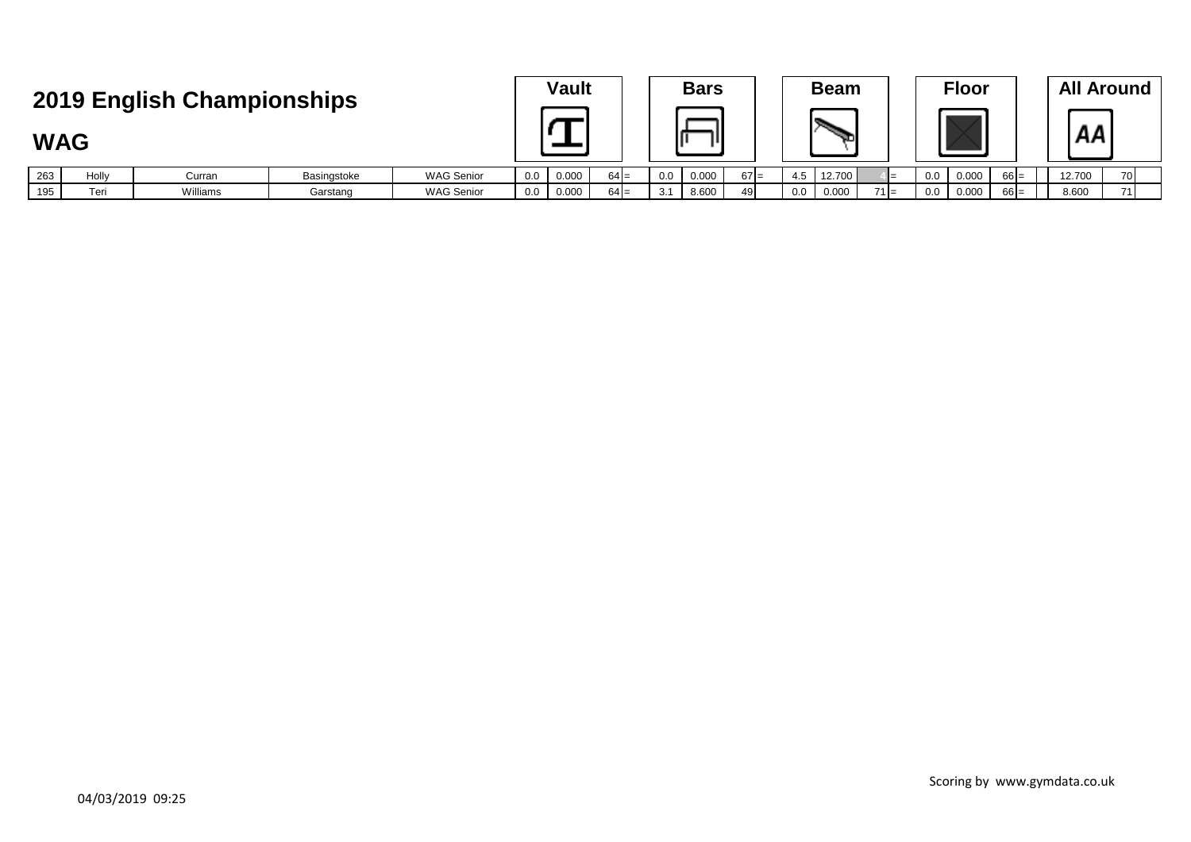# 2019 English Championships

## WAG

| | | | | | Vault | | | | Bars | | | | Beam | | | | Floor | | | | All Around | | |
|---|---|---|---|---|---|---|---|---|---|---|---|---|---|---|---|---|---|---|---|---|---|---|---|
| 263 | Holly | Curran | Basingstoke | WAG Senior | 0.0 | 0.000 | 64 | = | 0.0 | 0.000 | 67 | = | 4.5 | 12.700 | 4 | = | 0.0 | 0.000 | 66 | = | 12.700 | 70 | |
| 195 | Teri | Williams | Garstang | WAG Senior | 0.0 | 0.000 | 64 | = | 3.1 | 8.600 | 49 | | 0.0 | 0.000 | 71 | = | 0.0 | 0.000 | 66 | = | 8.600 | 71 | |

04/03/2019 09:25

Scoring by www.gymdata.co.uk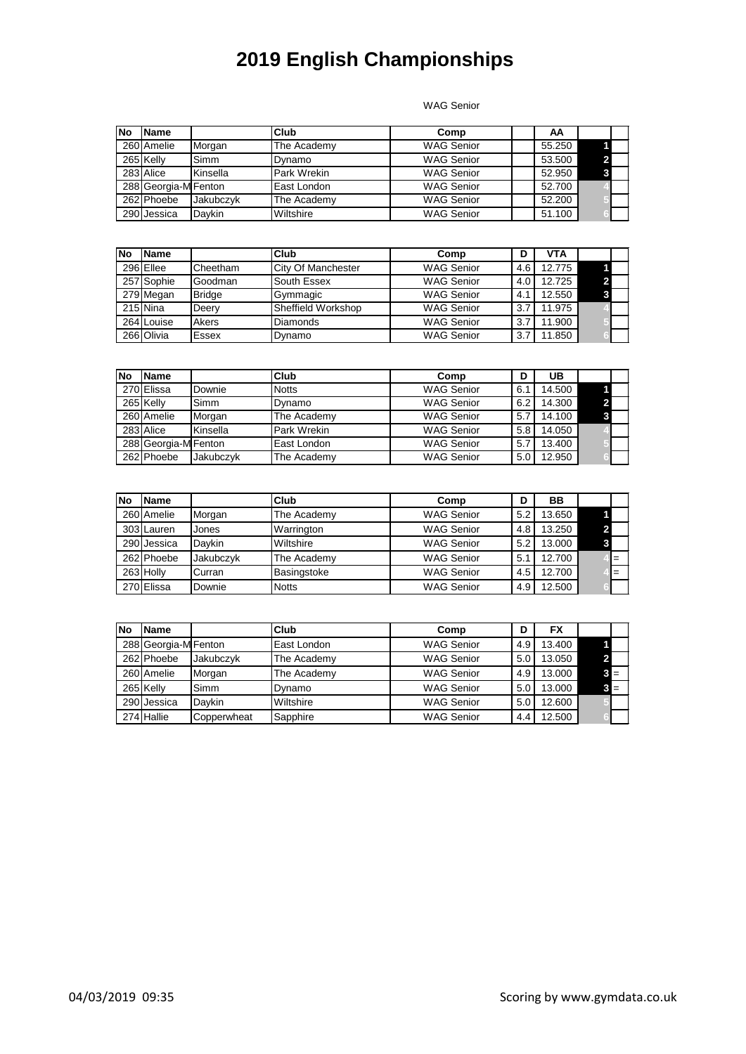# 2019 English Championships

WAG Senior

| No | Name | | Club | Comp | | AA | | |
|---|---|---|---|---|---|---|---|---|
| 260 | Amelie | Morgan | The Academy | WAG Senior | | 55.250 | 1 | |
| 265 | Kelly | Simm | Dynamo | WAG Senior | | 53.500 | 2 | |
| 283 | Alice | Kinsella | Park Wrekin | WAG Senior | | 52.950 | 3 | |
| 288 | Georgia-M | Fenton | East London | WAG Senior | | 52.700 | 4 | |
| 262 | Phoebe | Jakubczyk | The Academy | WAG Senior | | 52.200 | 5 | |
| 290 | Jessica | Daykin | Wiltshire | WAG Senior | | 51.100 | 6 | |

| No | Name | | Club | Comp | D | VTA | | |
|---|---|---|---|---|---|---|---|---|
| 296 | Ellee | Cheetham | City Of Manchester | WAG Senior | 4.6 | 12.775 | 1 | |
| 257 | Sophie | Goodman | South Essex | WAG Senior | 4.0 | 12.725 | 2 | |
| 279 | Megan | Bridge | Gymmagic | WAG Senior | 4.1 | 12.550 | 3 | |
| 215 | Nina | Deery | Sheffield Workshop | WAG Senior | 3.7 | 11.975 | 4 | |
| 264 | Louise | Akers | Diamonds | WAG Senior | 3.7 | 11.900 | 5 | |
| 266 | Olivia | Essex | Dynamo | WAG Senior | 3.7 | 11.850 | 6 | |

| No | Name | | Club | Comp | D | UB | | |
|---|---|---|---|---|---|---|---|---|
| 270 | Elissa | Downie | Notts | WAG Senior | 6.1 | 14.500 | 1 | |
| 265 | Kelly | Simm | Dynamo | WAG Senior | 6.2 | 14.300 | 2 | |
| 260 | Amelie | Morgan | The Academy | WAG Senior | 5.7 | 14.100 | 3 | |
| 283 | Alice | Kinsella | Park Wrekin | WAG Senior | 5.8 | 14.050 | 4 | |
| 288 | Georgia-M | Fenton | East London | WAG Senior | 5.7 | 13.400 | 5 | |
| 262 | Phoebe | Jakubczyk | The Academy | WAG Senior | 5.0 | 12.950 | 6 | |

| No | Name | | Club | Comp | D | BB | | |
|---|---|---|---|---|---|---|---|---|
| 260 | Amelie | Morgan | The Academy | WAG Senior | 5.2 | 13.650 | 1 | |
| 303 | Lauren | Jones | Warrington | WAG Senior | 4.8 | 13.250 | 2 | |
| 290 | Jessica | Daykin | Wiltshire | WAG Senior | 5.2 | 13.000 | 3 | |
| 262 | Phoebe | Jakubczyk | The Academy | WAG Senior | 5.1 | 12.700 | 4 | = |
| 263 | Holly | Curran | Basingstoke | WAG Senior | 4.5 | 12.700 | 4 | = |
| 270 | Elissa | Downie | Notts | WAG Senior | 4.9 | 12.500 | 6 | |

| No | Name | | Club | Comp | D | FX | | |
|---|---|---|---|---|---|---|---|---|
| 288 | Georgia-M | Fenton | East London | WAG Senior | 4.9 | 13.400 | 1 | |
| 262 | Phoebe | Jakubczyk | The Academy | WAG Senior | 5.0 | 13.050 | 2 | |
| 260 | Amelie | Morgan | The Academy | WAG Senior | 4.9 | 13.000 | 3 | = |
| 265 | Kelly | Simm | Dynamo | WAG Senior | 5.0 | 13.000 | 3 | = |
| 290 | Jessica | Daykin | Wiltshire | WAG Senior | 5.0 | 12.600 | 5 | |
| 274 | Hallie | Copperwheat | Sapphire | WAG Senior | 4.4 | 12.500 | 6 | |

04/03/2019 09:35

Scoring by www.gymdata.co.uk